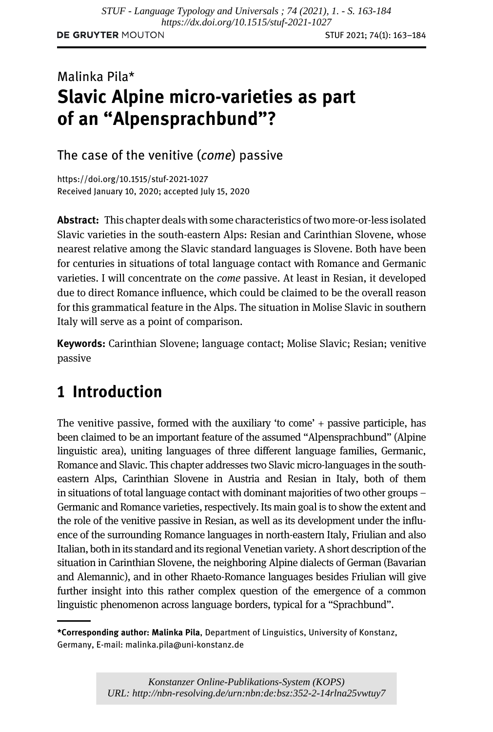Malinka Pila*

# Slavic Alpine micro-varieties as part of an "Alpensprachbund"?

## The case of the venitive (*come*) passive

https://doi.org/10.1515/stuf-2021-1027
Received January 10, 2020; accepted July 15, 2020

**Abstract:** This chapter deals with some characteristics of two more-or-less isolated Slavic varieties in the south-eastern Alps: Resian and Carinthian Slovene, whose nearest relative among the Slavic standard languages is Slovene. Both have been for centuries in situations of total language contact with Romance and Germanic varieties. I will concentrate on the *come* passive. At least in Resian, it developed due to direct Romance influence, which could be claimed to be the overall reason for this grammatical feature in the Alps. The situation in Molise Slavic in southern Italy will serve as a point of comparison.

**Keywords:** Carinthian Slovene; language contact; Molise Slavic; Resian; venitive passive

## 1 Introduction

The venitive passive, formed with the auxiliary 'to come' + passive participle, has been claimed to be an important feature of the assumed "Alpensprachbund" (Alpine linguistic area), uniting languages of three different language families, Germanic, Romance and Slavic. This chapter addresses two Slavic micro-languages in the south-eastern Alps, Carinthian Slovene in Austria and Resian in Italy, both of them in situations of total language contact with dominant majorities of two other groups – Germanic and Romance varieties, respectively. Its main goal is to show the extent and the role of the venitive passive in Resian, as well as its development under the influence of the surrounding Romance languages in north-eastern Italy, Friulian and also Italian, both in its standard and its regional Venetian variety. A short description of the situation in Carinthian Slovene, the neighboring Alpine dialects of German (Bavarian and Alemannic), and in other Rhaeto-Romance languages besides Friulian will give further insight into this rather complex question of the emergence of a common linguistic phenomenon across language borders, typical for a "Sprachbund".

***Corresponding author: Malinka Pila**, Department of Linguistics, University of Konstanz, Germany, E-mail: malinka.pila@uni-konstanz.de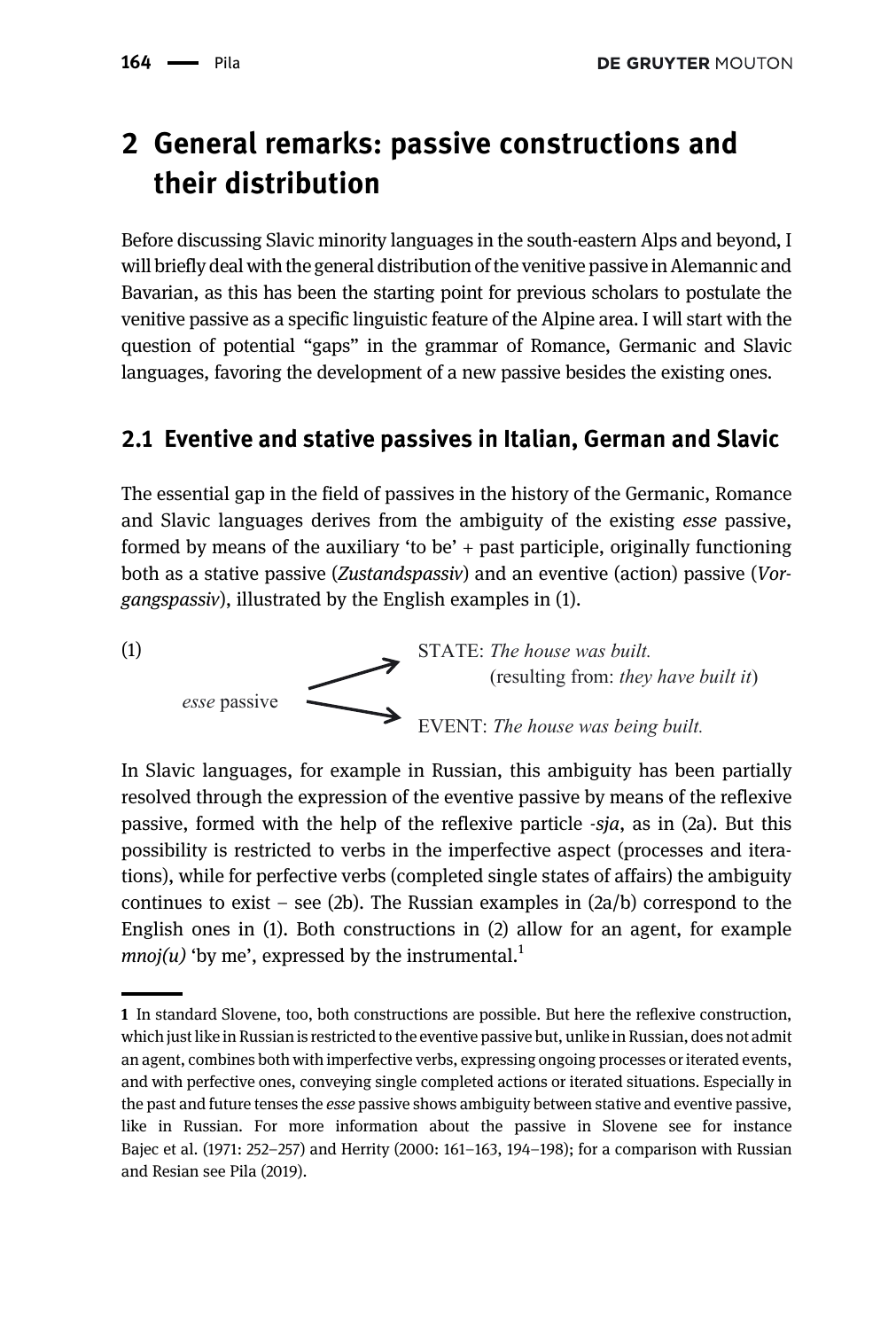## 2 General remarks: passive constructions and their distribution

Before discussing Slavic minority languages in the south-eastern Alps and beyond, I will briefly deal with the general distribution of the venitive passive in Alemannic and Bavarian, as this has been the starting point for previous scholars to postulate the venitive passive as a specific linguistic feature of the Alpine area. I will start with the question of potential "gaps" in the grammar of Romance, Germanic and Slavic languages, favoring the development of a new passive besides the existing ones.

### 2.1 Eventive and stative passives in Italian, German and Slavic

The essential gap in the field of passives in the history of the Germanic, Romance and Slavic languages derives from the ambiguity of the existing *esse* passive, formed by means of the auxiliary 'to be' + past participle, originally functioning both as a stative passive (*Zustandspassiv*) and an eventive (action) passive (*Vorgangspassiv*), illustrated by the English examples in (1).

(1)

*esse* passive → STATE: *The house was built.* (resulting from: *they have built it*)

*esse* passive → EVENT: *The house was being built.*

In Slavic languages, for example in Russian, this ambiguity has been partially resolved through the expression of the eventive passive by means of the reflexive passive, formed with the help of the reflexive particle *-sja*, as in (2a). But this possibility is restricted to verbs in the imperfective aspect (processes and iterations), while for perfective verbs (completed single states of affairs) the ambiguity continues to exist – see (2b). The Russian examples in (2a/b) correspond to the English ones in (1). Both constructions in (2) allow for an agent, for example *mnoj(u)* 'by me', expressed by the instrumental.[1]

---

[1] In standard Slovene, too, both constructions are possible. But here the reflexive construction, which just like in Russian is restricted to the eventive passive but, unlike in Russian, does not admit an agent, combines both with imperfective verbs, expressing ongoing processes or iterated events, and with perfective ones, conveying single completed actions or iterated situations. Especially in the past and future tenses the *esse* passive shows ambiguity between stative and eventive passive, like in Russian. For more information about the passive in Slovene see for instance Bajec et al. (1971: 252–257) and Herrity (2000: 161–163, 194–198); for a comparison with Russian and Resian see Pila (2019).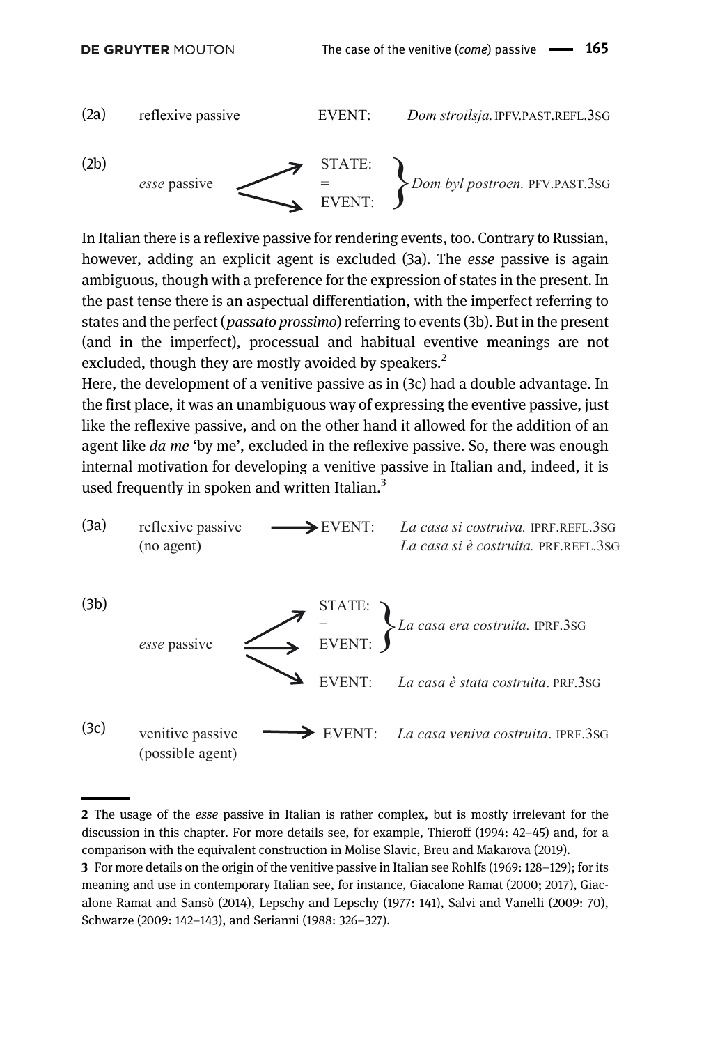(2a) reflexive passive → EVENT: *Dom stroilsja.* IPFV.PAST.REFL.3SG

(2b) *esse* passive → STATE: = EVENT: } *Dom byl postroen.* PFV.PAST.3SG

In Italian there is a reflexive passive for rendering events, too. Contrary to Russian, however, adding an explicit agent is excluded (3a). The *esse* passive is again ambiguous, though with a preference for the expression of states in the present. In the past tense there is an aspectual differentiation, with the imperfect referring to states and the perfect (*passato prossimo*) referring to events (3b). But in the present (and in the imperfect), processual and habitual eventive meanings are not excluded, though they are mostly avoided by speakers.[2]

Here, the development of a venitive passive as in (3c) had a double advantage. In the first place, it was an unambiguous way of expressing the eventive passive, just like the reflexive passive, and on the other hand it allowed for the addition of an agent like *da me* 'by me', excluded in the reflexive passive. So, there was enough internal motivation for developing a venitive passive in Italian and, indeed, it is used frequently in spoken and written Italian.[3]

(3a) reflexive passive (no agent) → EVENT: *La casa si costruiva.* IPRF.REFL.3SG
*La casa si è costruita.* PRF.REFL.3SG

(3b) *esse* passive → STATE: = EVENT: } *La casa era costruita.* IPRF.3SG
→ EVENT: *La casa è stata costruita*. PRF.3SG

(3c) venitive passive (possible agent) → EVENT: *La casa veniva costruita*. IPRF.3SG

---

2 The usage of the *esse* passive in Italian is rather complex, but is mostly irrelevant for the discussion in this chapter. For more details see, for example, Thieroff (1994: 42–45) and, for a comparison with the equivalent construction in Molise Slavic, Breu and Makarova (2019).

3 For more details on the origin of the venitive passive in Italian see Rohlfs (1969: 128–129); for its meaning and use in contemporary Italian see, for instance, Giacalone Ramat (2000; 2017), Giacalone Ramat and Sansò (2014), Lepschy and Lepschy (1977: 141), Salvi and Vanelli (2009: 70), Schwarze (2009: 142–143), and Serianni (1988: 326–327).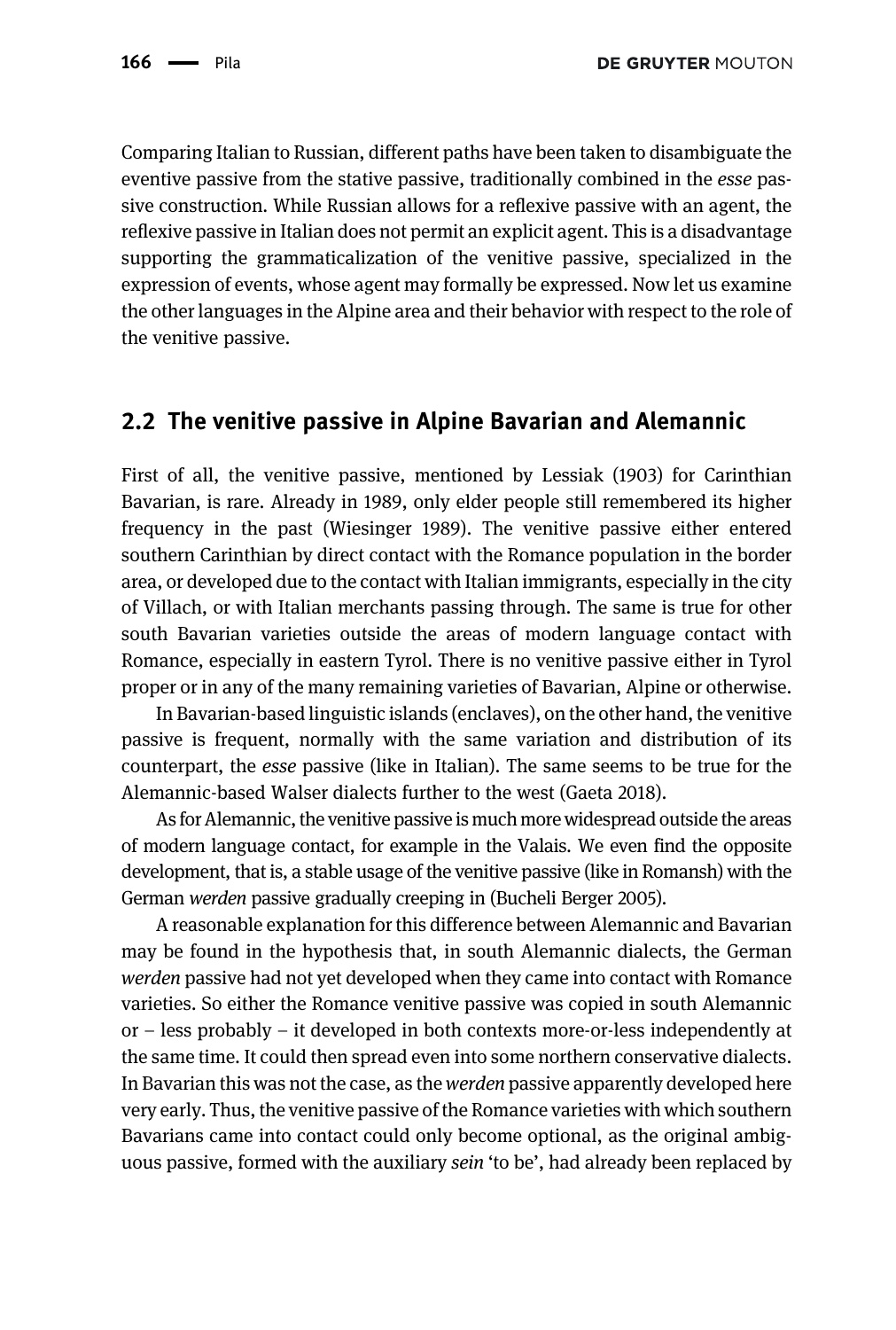Comparing Italian to Russian, different paths have been taken to disambiguate the eventive passive from the stative passive, traditionally combined in the *esse* passive construction. While Russian allows for a reflexive passive with an agent, the reflexive passive in Italian does not permit an explicit agent. This is a disadvantage supporting the grammaticalization of the venitive passive, specialized in the expression of events, whose agent may formally be expressed. Now let us examine the other languages in the Alpine area and their behavior with respect to the role of the venitive passive.

## 2.2 The venitive passive in Alpine Bavarian and Alemannic

First of all, the venitive passive, mentioned by Lessiak (1903) for Carinthian Bavarian, is rare. Already in 1989, only elder people still remembered its higher frequency in the past (Wiesinger 1989). The venitive passive either entered southern Carinthian by direct contact with the Romance population in the border area, or developed due to the contact with Italian immigrants, especially in the city of Villach, or with Italian merchants passing through. The same is true for other south Bavarian varieties outside the areas of modern language contact with Romance, especially in eastern Tyrol. There is no venitive passive either in Tyrol proper or in any of the many remaining varieties of Bavarian, Alpine or otherwise.

In Bavarian-based linguistic islands (enclaves), on the other hand, the venitive passive is frequent, normally with the same variation and distribution of its counterpart, the *esse* passive (like in Italian). The same seems to be true for the Alemannic-based Walser dialects further to the west (Gaeta 2018).

As for Alemannic, the venitive passive is much more widespread outside the areas of modern language contact, for example in the Valais. We even find the opposite development, that is, a stable usage of the venitive passive (like in Romansh) with the German *werden* passive gradually creeping in (Bucheli Berger 2005).

A reasonable explanation for this difference between Alemannic and Bavarian may be found in the hypothesis that, in south Alemannic dialects, the German *werden* passive had not yet developed when they came into contact with Romance varieties. So either the Romance venitive passive was copied in south Alemannic or – less probably – it developed in both contexts more-or-less independently at the same time. It could then spread even into some northern conservative dialects. In Bavarian this was not the case, as the *werden* passive apparently developed here very early. Thus, the venitive passive of the Romance varieties with which southern Bavarians came into contact could only become optional, as the original ambiguous passive, formed with the auxiliary *sein* 'to be', had already been replaced by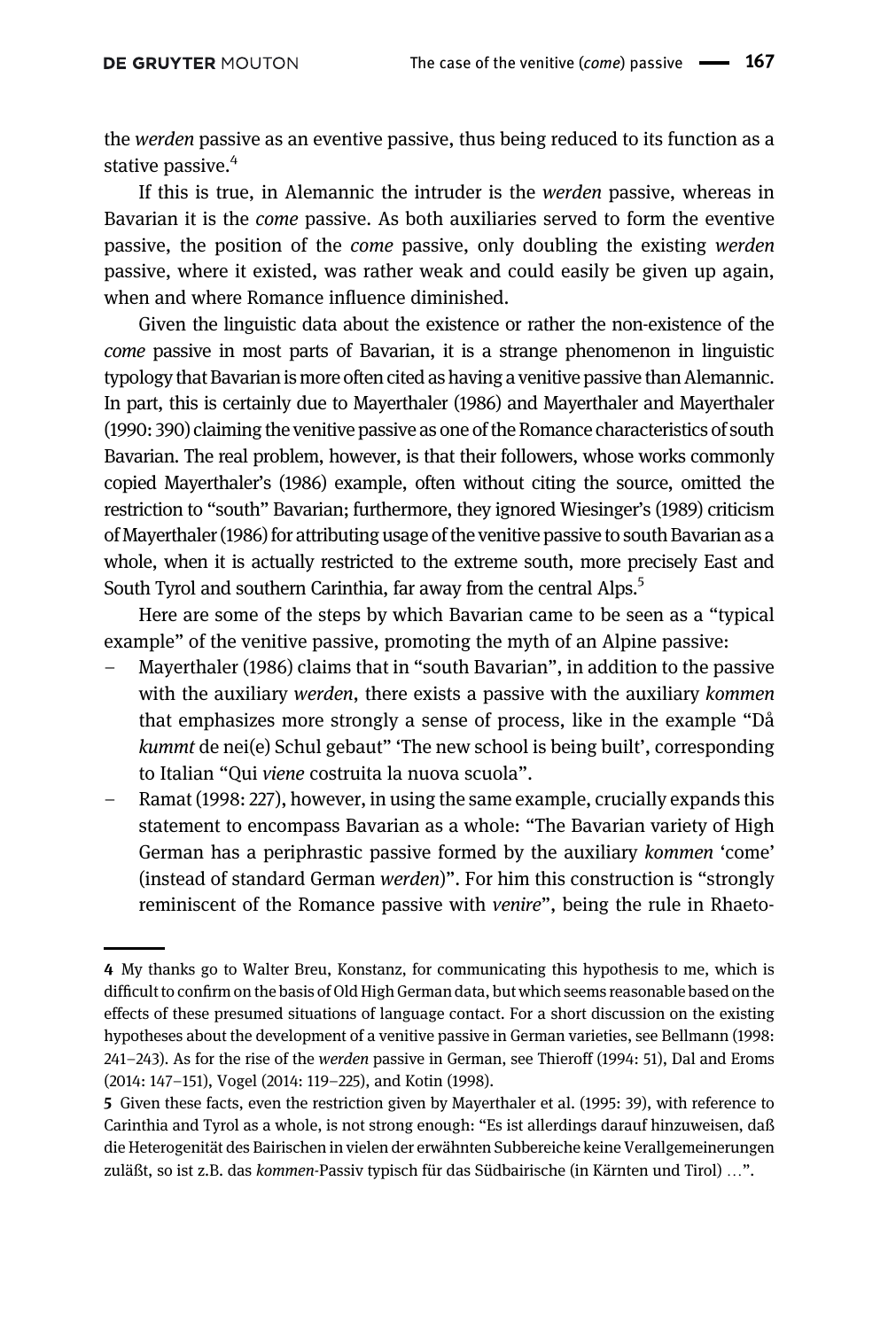the *werden* passive as an eventive passive, thus being reduced to its function as a stative passive.[4]

If this is true, in Alemannic the intruder is the *werden* passive, whereas in Bavarian it is the *come* passive. As both auxiliaries served to form the eventive passive, the position of the *come* passive, only doubling the existing *werden* passive, where it existed, was rather weak and could easily be given up again, when and where Romance influence diminished.

Given the linguistic data about the existence or rather the non-existence of the *come* passive in most parts of Bavarian, it is a strange phenomenon in linguistic typology that Bavarian is more often cited as having a venitive passive than Alemannic. In part, this is certainly due to Mayerthaler (1986) and Mayerthaler and Mayerthaler (1990: 390) claiming the venitive passive as one of the Romance characteristics of south Bavarian. The real problem, however, is that their followers, whose works commonly copied Mayerthaler's (1986) example, often without citing the source, omitted the restriction to "south" Bavarian; furthermore, they ignored Wiesinger's (1989) criticism of Mayerthaler (1986) for attributing usage of the venitive passive to south Bavarian as a whole, when it is actually restricted to the extreme south, more precisely East and South Tyrol and southern Carinthia, far away from the central Alps.[5]

Here are some of the steps by which Bavarian came to be seen as a "typical example" of the venitive passive, promoting the myth of an Alpine passive:

- Mayerthaler (1986) claims that in "south Bavarian", in addition to the passive with the auxiliary *werden*, there exists a passive with the auxiliary *kommen* that emphasizes more strongly a sense of process, like in the example "Då *kummt* de nei(e) Schul gebaut" 'The new school is being built', corresponding to Italian "Qui *viene* costruita la nuova scuola".
- Ramat (1998: 227), however, in using the same example, crucially expands this statement to encompass Bavarian as a whole: "The Bavarian variety of High German has a periphrastic passive formed by the auxiliary *kommen* 'come' (instead of standard German *werden*)". For him this construction is "strongly reminiscent of the Romance passive with *venire*", being the rule in Rhaeto-

---

4 My thanks go to Walter Breu, Konstanz, for communicating this hypothesis to me, which is difficult to confirm on the basis of Old High German data, but which seems reasonable based on the effects of these presumed situations of language contact. For a short discussion on the existing hypotheses about the development of a venitive passive in German varieties, see Bellmann (1998: 241–243). As for the rise of the *werden* passive in German, see Thieroff (1994: 51), Dal and Eroms (2014: 147–151), Vogel (2014: 119–225), and Kotin (1998).

5 Given these facts, even the restriction given by Mayerthaler et al. (1995: 39), with reference to Carinthia and Tyrol as a whole, is not strong enough: "Es ist allerdings darauf hinzuweisen, daß die Heterogenität des Bairischen in vielen der erwähnten Subbereiche keine Verallgemeinerungen zuläßt, so ist z.B. das *kommen*-Passiv typisch für das Südbairische (in Kärnten und Tirol) …".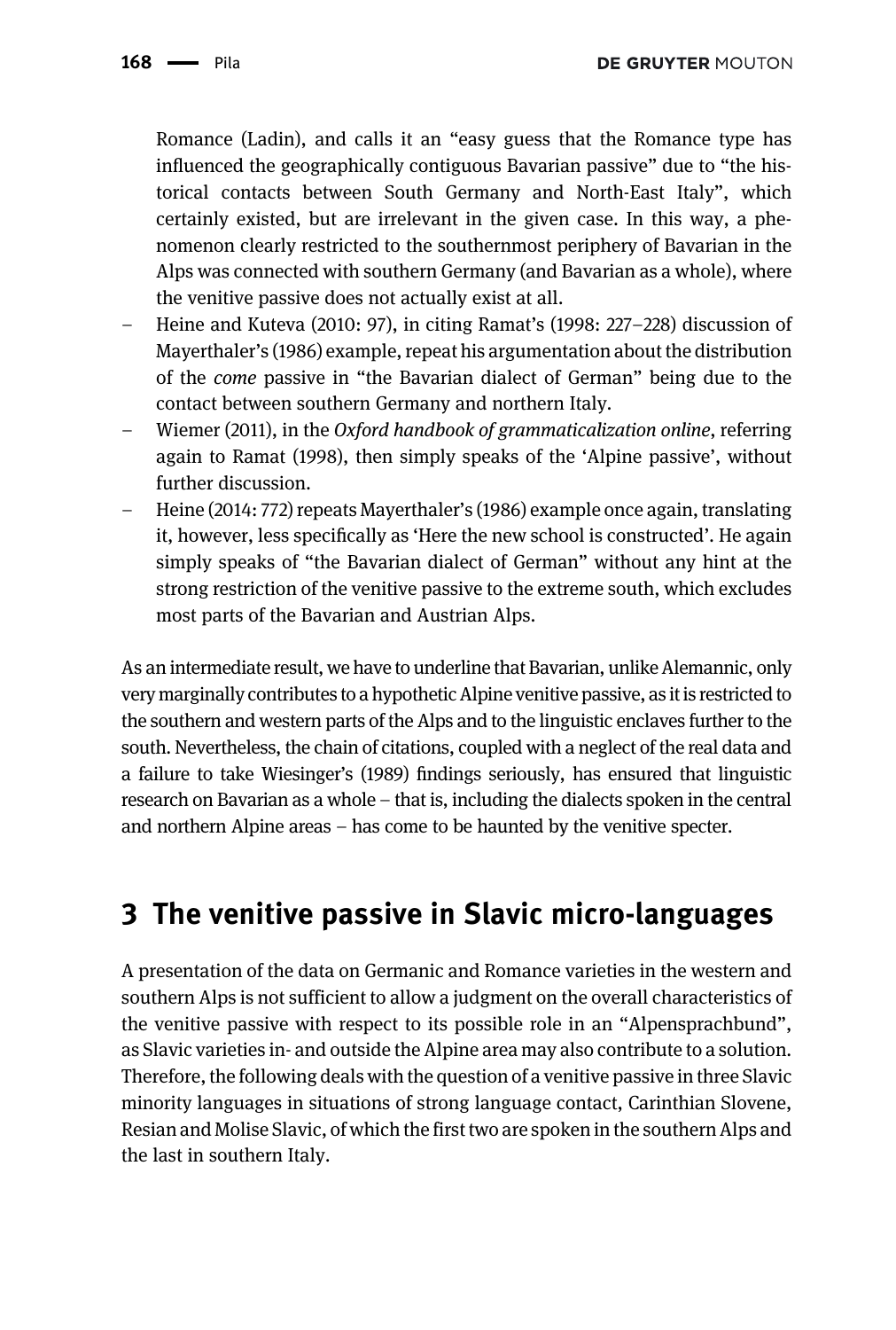Romance (Ladin), and calls it an "easy guess that the Romance type has influenced the geographically contiguous Bavarian passive" due to "the historical contacts between South Germany and North-East Italy", which certainly existed, but are irrelevant in the given case. In this way, a phenomenon clearly restricted to the southernmost periphery of Bavarian in the Alps was connected with southern Germany (and Bavarian as a whole), where the venitive passive does not actually exist at all.

- Heine and Kuteva (2010: 97), in citing Ramat's (1998: 227–228) discussion of Mayerthaler's (1986) example, repeat his argumentation about the distribution of the *come* passive in "the Bavarian dialect of German" being due to the contact between southern Germany and northern Italy.
- Wiemer (2011), in the *Oxford handbook of grammaticalization online*, referring again to Ramat (1998), then simply speaks of the 'Alpine passive', without further discussion.
- Heine (2014: 772) repeats Mayerthaler's (1986) example once again, translating it, however, less specifically as 'Here the new school is constructed'. He again simply speaks of "the Bavarian dialect of German" without any hint at the strong restriction of the venitive passive to the extreme south, which excludes most parts of the Bavarian and Austrian Alps.

As an intermediate result, we have to underline that Bavarian, unlike Alemannic, only very marginally contributes to a hypothetic Alpine venitive passive, as it is restricted to the southern and western parts of the Alps and to the linguistic enclaves further to the south. Nevertheless, the chain of citations, coupled with a neglect of the real data and a failure to take Wiesinger's (1989) findings seriously, has ensured that linguistic research on Bavarian as a whole – that is, including the dialects spoken in the central and northern Alpine areas – has come to be haunted by the venitive specter.

## 3 The venitive passive in Slavic micro-languages

A presentation of the data on Germanic and Romance varieties in the western and southern Alps is not sufficient to allow a judgment on the overall characteristics of the venitive passive with respect to its possible role in an "Alpensprachbund", as Slavic varieties in- and outside the Alpine area may also contribute to a solution. Therefore, the following deals with the question of a venitive passive in three Slavic minority languages in situations of strong language contact, Carinthian Slovene, Resian and Molise Slavic, of which the first two are spoken in the southern Alps and the last in southern Italy.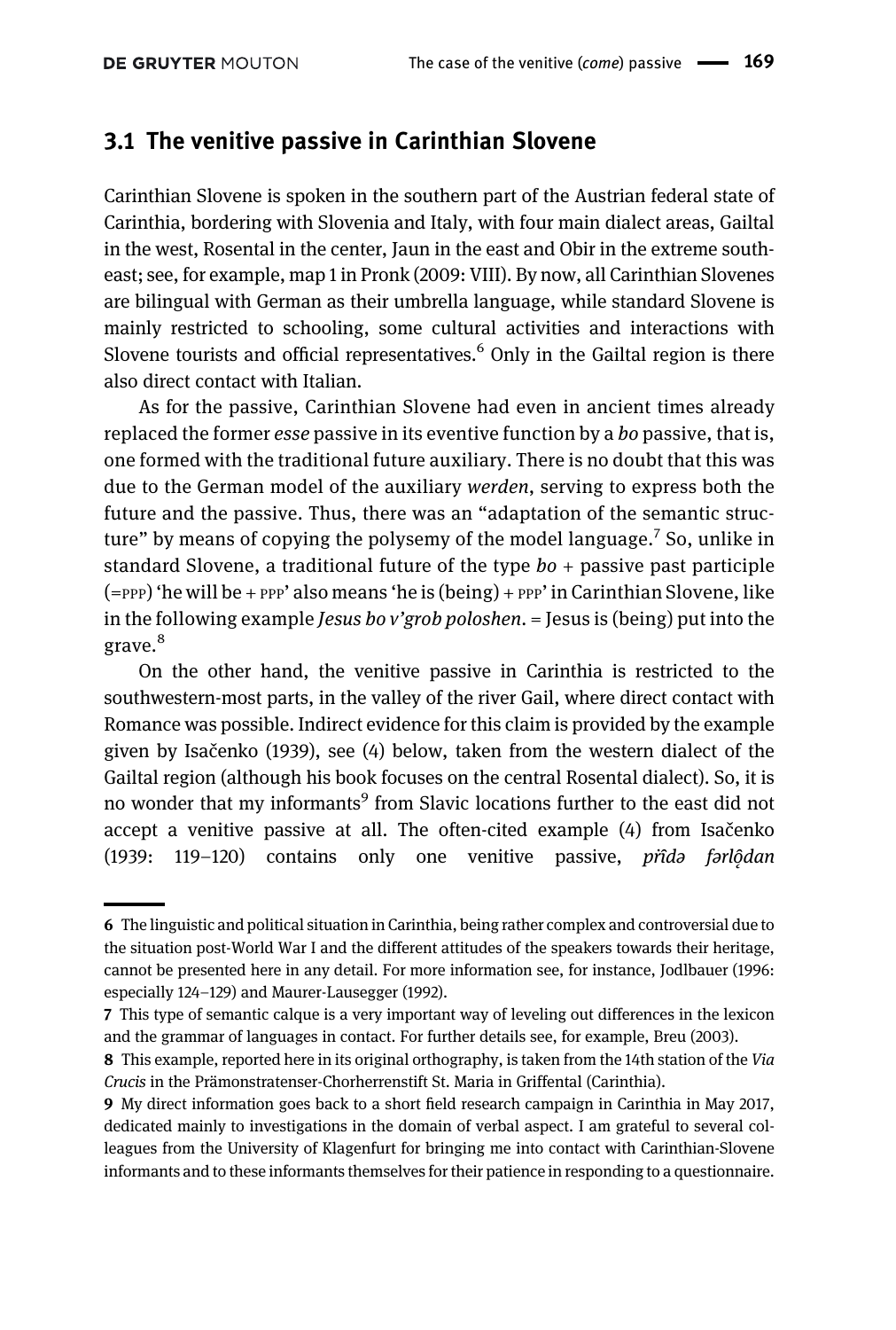## 3.1 The venitive passive in Carinthian Slovene

Carinthian Slovene is spoken in the southern part of the Austrian federal state of Carinthia, bordering with Slovenia and Italy, with four main dialect areas, Gailtal in the west, Rosental in the center, Jaun in the east and Obir in the extreme southeast; see, for example, map 1 in Pronk (2009: VIII). By now, all Carinthian Slovenes are bilingual with German as their umbrella language, while standard Slovene is mainly restricted to schooling, some cultural activities and interactions with Slovene tourists and official representatives.[6] Only in the Gailtal region is there also direct contact with Italian.

As for the passive, Carinthian Slovene had even in ancient times already replaced the former *esse* passive in its eventive function by a *bo* passive, that is, one formed with the traditional future auxiliary. There is no doubt that this was due to the German model of the auxiliary *werden*, serving to express both the future and the passive. Thus, there was an "adaptation of the semantic structure" by means of copying the polysemy of the model language.[7] So, unlike in standard Slovene, a traditional future of the type *bo* + passive past participle (=PPP) 'he will be + PPP' also means 'he is (being) + PPP' in Carinthian Slovene, like in the following example *Jesus bo v'grob poloshen*. = Jesus is (being) put into the grave.[8]

On the other hand, the venitive passive in Carinthia is restricted to the southwestern-most parts, in the valley of the river Gail, where direct contact with Romance was possible. Indirect evidence for this claim is provided by the example given by Isačenko (1939), see (4) below, taken from the western dialect of the Gailtal region (although his book focuses on the central Rosental dialect). So, it is no wonder that my informants[9] from Slavic locations further to the east did not accept a venitive passive at all. The often-cited example (4) from Isačenko (1939: 119–120) contains only one venitive passive, *přîdə fərlộdan*

---

6 The linguistic and political situation in Carinthia, being rather complex and controversial due to the situation post-World War I and the different attitudes of the speakers towards their heritage, cannot be presented here in any detail. For more information see, for instance, Jodlbauer (1996: especially 124–129) and Maurer-Lausegger (1992).

7 This type of semantic calque is a very important way of leveling out differences in the lexicon and the grammar of languages in contact. For further details see, for example, Breu (2003).

8 This example, reported here in its original orthography, is taken from the 14th station of the *Via Crucis* in the Prämonstratenser-Chorherrenstift St. Maria in Griffental (Carinthia).

9 My direct information goes back to a short field research campaign in Carinthia in May 2017, dedicated mainly to investigations in the domain of verbal aspect. I am grateful to several colleagues from the University of Klagenfurt for bringing me into contact with Carinthian-Slovene informants and to these informants themselves for their patience in responding to a questionnaire.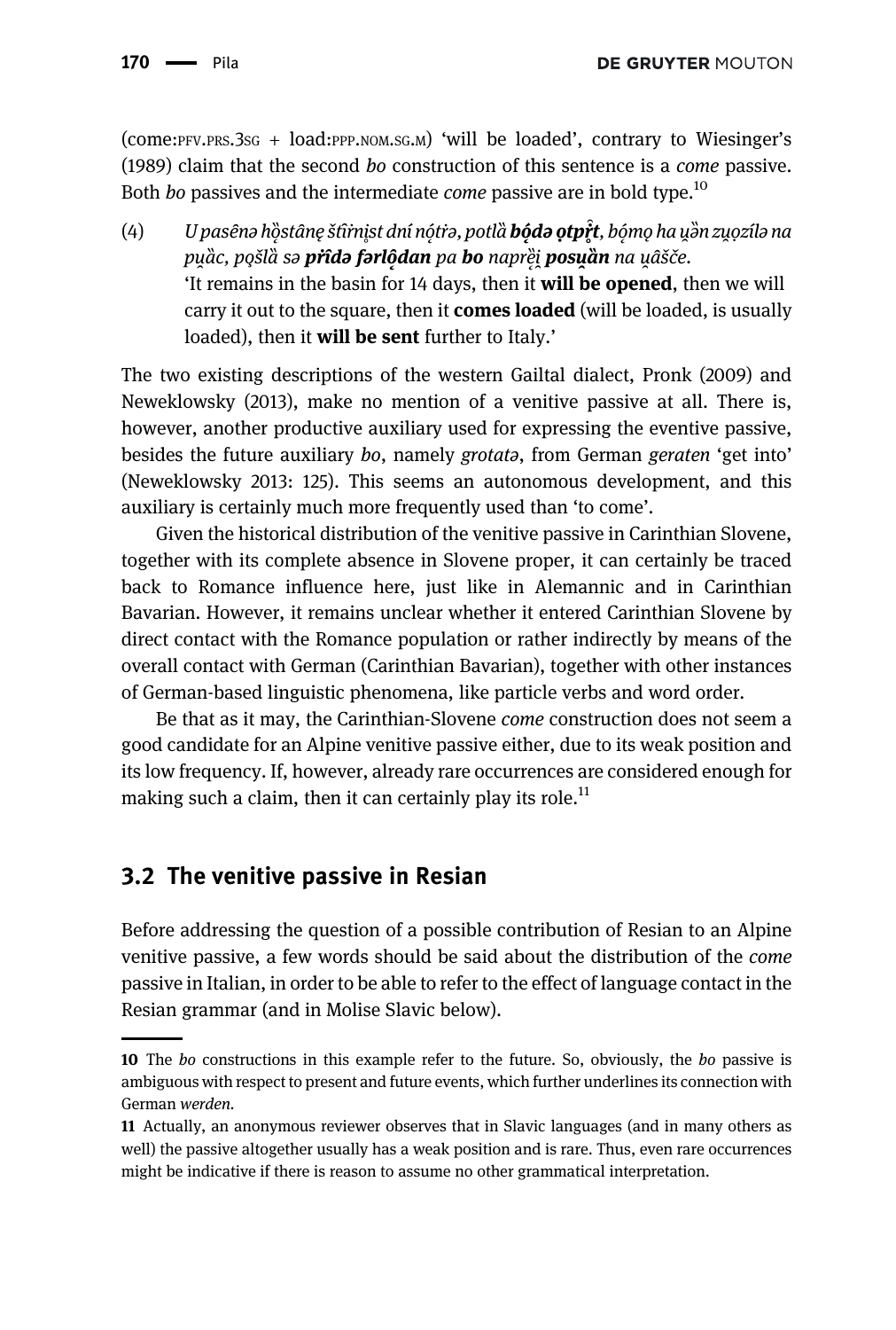(come:PFV.PRS.3SG + load:PPP.NOM.SG.M) 'will be loaded', contrary to Wiesinger's (1989) claim that the second *bo* construction of this sentence is a *come* passive. Both *bo* passives and the intermediate *come* passive are in bold type.[10]

(4) *U pasênə hȍstânẹ štȋrnịst dní nọ́tṙə, potlȁ* ***bọ́də ọtpȓ̥t****, bọ́mọ ha u̯ȁn zu̯ọzílə na pu̯ȁc, pọšlȁ sə* ***pr̃ídə fərlộdan*** *pa* ***bo*** *naprȇi̯* ***posu̯ȁn*** *na u̯âšče.*
'It remains in the basin for 14 days, then it **will be opened**, then we will carry it out to the square, then it **comes loaded** (will be loaded, is usually loaded), then it **will be sent** further to Italy.'

The two existing descriptions of the western Gailtal dialect, Pronk (2009) and Neweklowsky (2013), make no mention of a venitive passive at all. There is, however, another productive auxiliary used for expressing the eventive passive, besides the future auxiliary *bo*, namely *grotatə*, from German *geraten* 'get into' (Neweklowsky 2013: 125). This seems an autonomous development, and this auxiliary is certainly much more frequently used than 'to come'.

Given the historical distribution of the venitive passive in Carinthian Slovene, together with its complete absence in Slovene proper, it can certainly be traced back to Romance influence here, just like in Alemannic and in Carinthian Bavarian. However, it remains unclear whether it entered Carinthian Slovene by direct contact with the Romance population or rather indirectly by means of the overall contact with German (Carinthian Bavarian), together with other instances of German-based linguistic phenomena, like particle verbs and word order.

Be that as it may, the Carinthian-Slovene *come* construction does not seem a good candidate for an Alpine venitive passive either, due to its weak position and its low frequency. If, however, already rare occurrences are considered enough for making such a claim, then it can certainly play its role.[11]

## 3.2 The venitive passive in Resian

Before addressing the question of a possible contribution of Resian to an Alpine venitive passive, a few words should be said about the distribution of the *come* passive in Italian, in order to be able to refer to the effect of language contact in the Resian grammar (and in Molise Slavic below).

---

10 The *bo* constructions in this example refer to the future. So, obviously, the *bo* passive is ambiguous with respect to present and future events, which further underlines its connection with German *werden*.

11 Actually, an anonymous reviewer observes that in Slavic languages (and in many others as well) the passive altogether usually has a weak position and is rare. Thus, even rare occurrences might be indicative if there is reason to assume no other grammatical interpretation.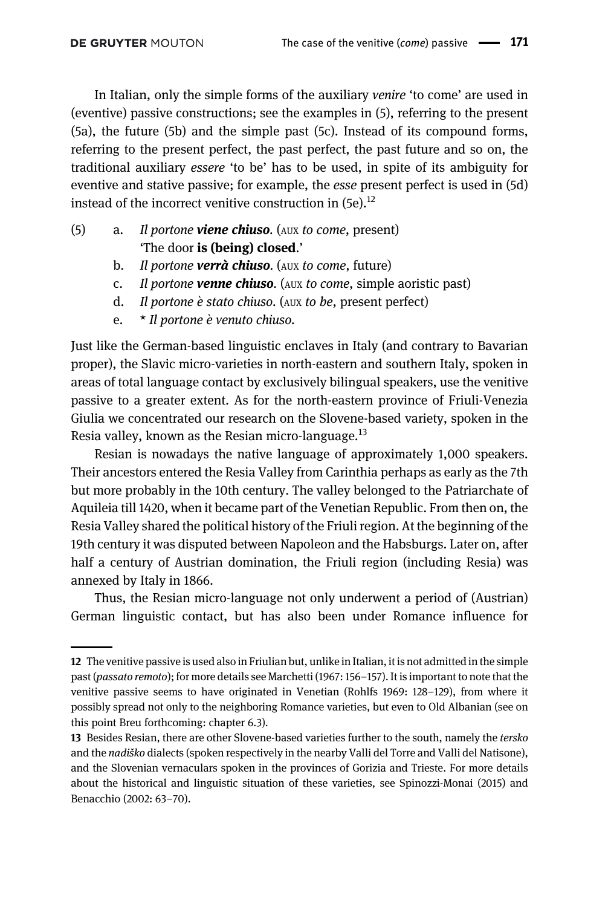In Italian, only the simple forms of the auxiliary *venire* 'to come' are used in (eventive) passive constructions; see the examples in (5), referring to the present (5a), the future (5b) and the simple past (5c). Instead of its compound forms, referring to the present perfect, the past perfect, the past future and so on, the traditional auxiliary *essere* 'to be' has to be used, in spite of its ambiguity for eventive and stative passive; for example, the *esse* present perfect is used in (5d) instead of the incorrect venitive construction in (5e).[12]

(5) a. *Il portone* ***viene chiuso***. (AUX *to come*, present)
   'The door **is (being) closed**.'
  b. *Il portone* ***verrà chiuso***. (AUX *to come*, future)
  c. *Il portone* ***venne chiuso***. (AUX *to come*, simple aoristic past)
  d. *Il portone è stato chiuso*. (AUX *to be*, present perfect)
  e. * *Il portone è venuto chiuso*.

Just like the German-based linguistic enclaves in Italy (and contrary to Bavarian proper), the Slavic micro-varieties in north-eastern and southern Italy, spoken in areas of total language contact by exclusively bilingual speakers, use the venitive passive to a greater extent. As for the north-eastern province of Friuli-Venezia Giulia we concentrated our research on the Slovene-based variety, spoken in the Resia valley, known as the Resian micro-language.[13]

Resian is nowadays the native language of approximately 1,000 speakers. Their ancestors entered the Resia Valley from Carinthia perhaps as early as the 7th but more probably in the 10th century. The valley belonged to the Patriarchate of Aquileia till 1420, when it became part of the Venetian Republic. From then on, the Resia Valley shared the political history of the Friuli region. At the beginning of the 19th century it was disputed between Napoleon and the Habsburgs. Later on, after half a century of Austrian domination, the Friuli region (including Resia) was annexed by Italy in 1866.

Thus, the Resian micro-language not only underwent a period of (Austrian) German linguistic contact, but has also been under Romance influence for

---

**12** The venitive passive is used also in Friulian but, unlike in Italian, it is not admitted in the simple past (*passato remoto*); for more details see Marchetti (1967: 156–157). It is important to note that the venitive passive seems to have originated in Venetian (Rohlfs 1969: 128–129), from where it possibly spread not only to the neighboring Romance varieties, but even to Old Albanian (see on this point Breu forthcoming: chapter 6.3).

**13** Besides Resian, there are other Slovene-based varieties further to the south, namely the *tersko* and the *nadiško* dialects (spoken respectively in the nearby Valli del Torre and Valli del Natisone), and the Slovenian vernaculars spoken in the provinces of Gorizia and Trieste. For more details about the historical and linguistic situation of these varieties, see Spinozzi-Monai (2015) and Benacchio (2002: 63–70).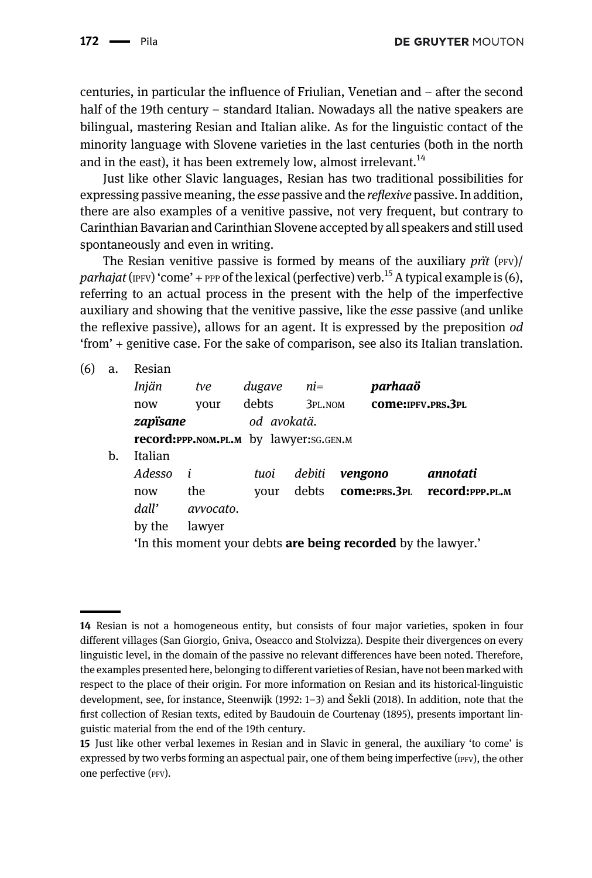centuries, in particular the influence of Friulian, Venetian and – after the second half of the 19th century – standard Italian. Nowadays all the native speakers are bilingual, mastering Resian and Italian alike. As for the linguistic contact of the minority language with Slovene varieties in the last centuries (both in the north and in the east), it has been extremely low, almost irrelevant.[14]

Just like other Slavic languages, Resian has two traditional possibilities for expressing passive meaning, the *esse* passive and the *reflexive* passive. In addition, there are also examples of a venitive passive, not very frequent, but contrary to Carinthian Bavarian and Carinthian Slovene accepted by all speakers and still used spontaneously and even in writing.

The Resian venitive passive is formed by means of the auxiliary *prït* (PFV)/ *parhajat* (IPFV) 'come' + PPP of the lexical (perfective) verb.[15] A typical example is (6), referring to an actual process in the present with the help of the imperfective auxiliary and showing that the venitive passive, like the *esse* passive (and unlike the reflexive passive), allows for an agent. It is expressed by the preposition *od* 'from' + genitive case. For the sake of comparison, see also its Italian translation.

(6) a. Resian

*Injän* *tve* *dugave* *ni=* ***parhaaö***
now your debts 3PL.NOM **come:IPFV.PRS.3PL**
***zapïsane*** *od* *avokatä.*
**record:PPP.NOM.PL.M** by lawyer:SG.GEN.M

b. Italian

*Adesso* *i* *tuoi* *debiti* ***vengono*** ***annotati***
now the your debts **come:PRS.3PL** **record:PPP.PL.M**
*dall'* *avvocato.*
by the lawyer

'In this moment your debts **are being recorded** by the lawyer.'

---

**14** Resian is not a homogeneous entity, but consists of four major varieties, spoken in four different villages (San Giorgio, Gniva, Oseacco and Stolvizza). Despite their divergences on every linguistic level, in the domain of the passive no relevant differences have been noted. Therefore, the examples presented here, belonging to different varieties of Resian, have not been marked with respect to the place of their origin. For more information on Resian and its historical-linguistic development, see, for instance, Steenwijk (1992: 1–3) and Šekli (2018). In addition, note that the first collection of Resian texts, edited by Baudouin de Courtenay (1895), presents important linguistic material from the end of the 19th century.

**15** Just like other verbal lexemes in Resian and in Slavic in general, the auxiliary 'to come' is expressed by two verbs forming an aspectual pair, one of them being imperfective (IPFV), the other one perfective (PFV).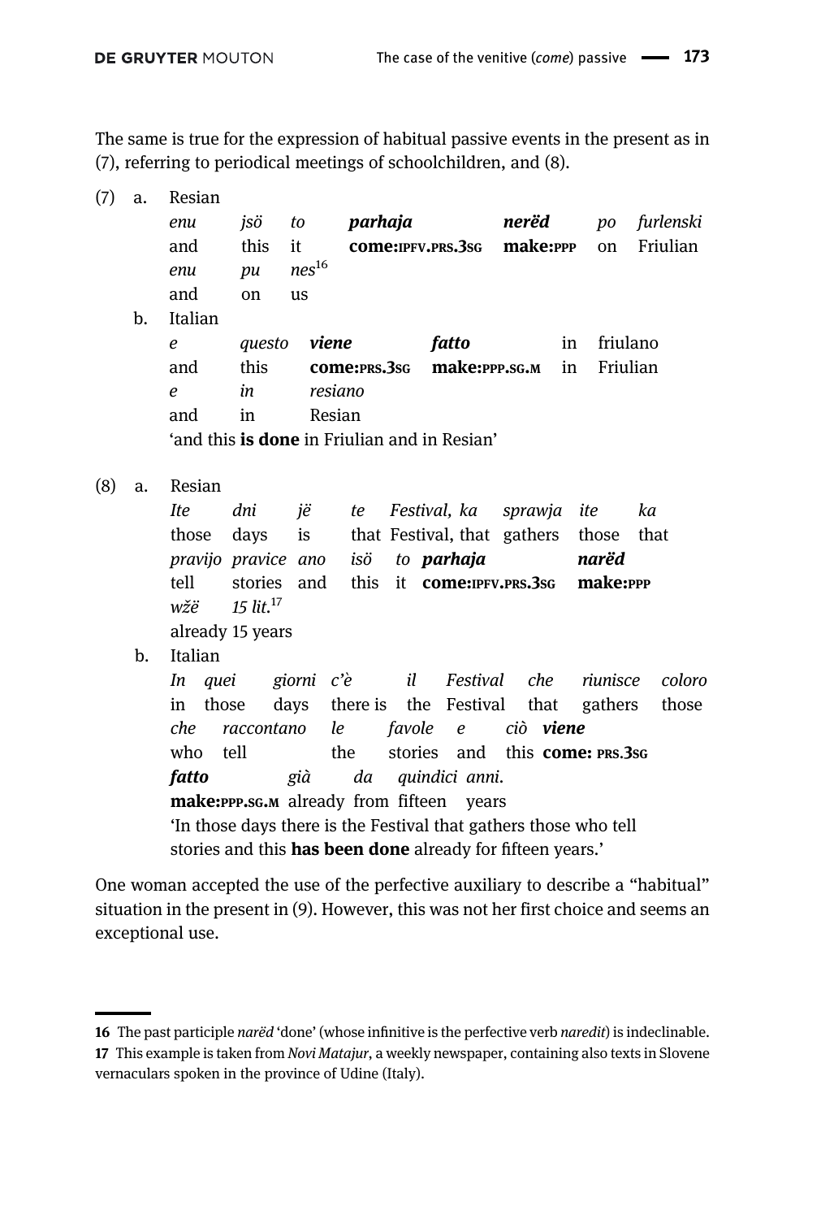The same is true for the expression of habitual passive events in the present as in (7), referring to periodical meetings of schoolchildren, and (8).

(7) a. Resian

*enu jsö to* ***parhaja*** ***nerëd*** *po furlenski*
and this it **come:IPFV.PRS.3SG** **make:PPP** on Friulian
*enu pu nes*[16]
and on us

b. Italian

*e questo* ***viene*** ***fatto*** in friulano
and this **come:PRS.3SG** **make:PPP.SG.M** in Friulian
*e in resiano*
and in Resian
'and this **is done** in Friulian and in Resian'

(8) a. Resian

*Ite dni jë te Festival, ka sprawja ite ka*
those days is that Festival, that gathers those that
*pravijo pravice ano isö to* ***parhaja*** ***narëd***
tell stories and this it **come:IPFV.PRS.3SG** **make:PPP**
*wžë 15 lit.*[17]
already 15 years

b. Italian

*In quei giorni c'è il Festival che riunisce coloro*
in those days there is the Festival that gathers those
*che raccontano le favole e ciò* ***viene***
who tell the stories and this **come: PRS.3SG**
***fatto*** *già da quindici anni.*
**make:PPP.SG.M** already from fifteen years
'In those days there is the Festival that gathers those who tell stories and this **has been done** already for fifteen years.'

One woman accepted the use of the perfective auxiliary to describe a "habitual" situation in the present in (9). However, this was not her first choice and seems an exceptional use.

---

16 The past participle *narëd* 'done' (whose infinitive is the perfective verb *naredit*) is indeclinable.

17 This example is taken from *Novi Matajur*, a weekly newspaper, containing also texts in Slovene vernaculars spoken in the province of Udine (Italy).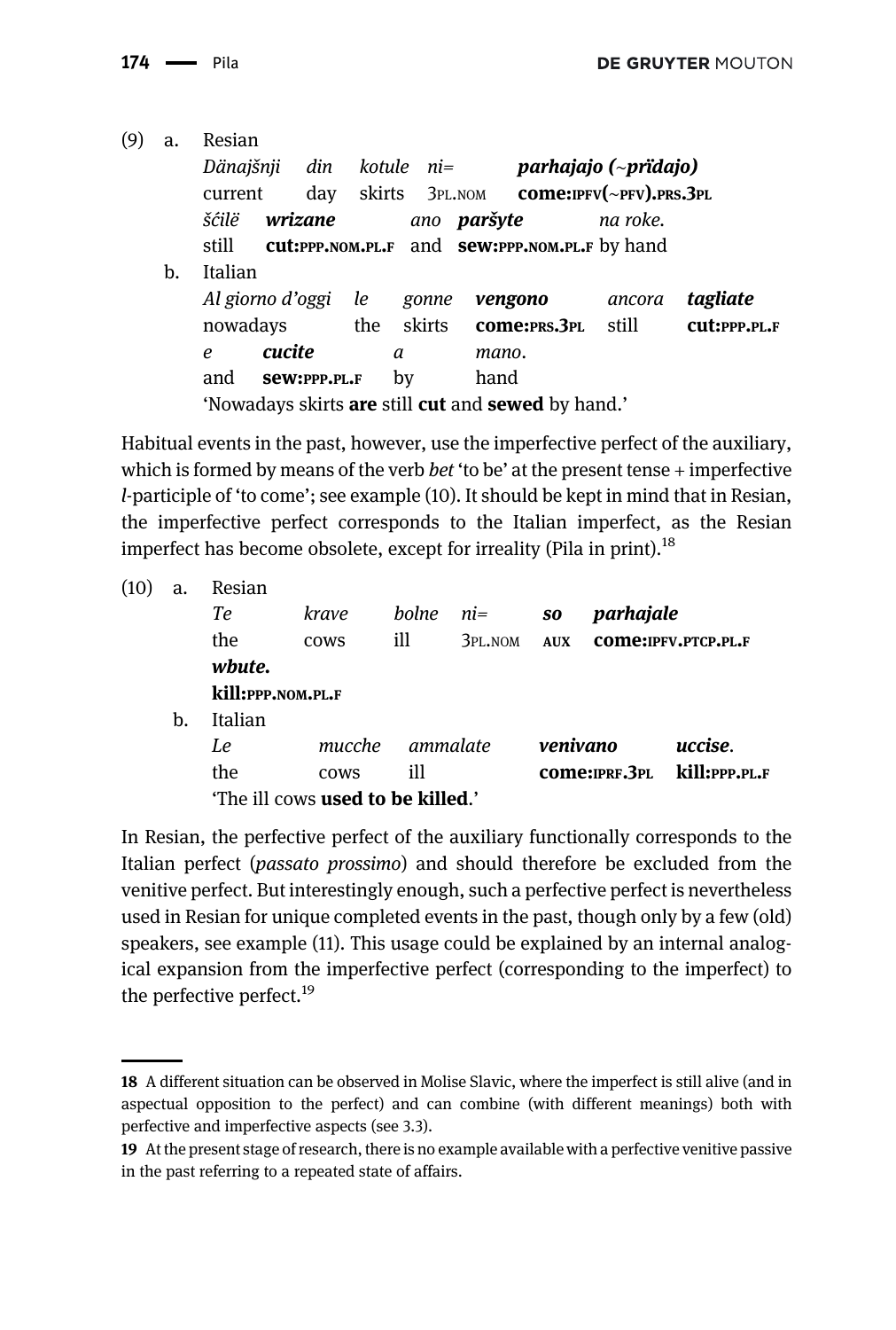(9) a. Resian

*Dänajšnji din kotule ni=* ***parhajajo (~prïdajo)***
current day skirts 3PL.NOM **come:IPFV(~PFV).PRS.3PL**
*šćilë* ***wrizane*** *ano* ***paršyte*** *na roke.*
still **cut:PPP.NOM.PL.F** and **sew:PPP.NOM.PL.F** by hand

b. Italian

*Al giorno d'oggi le gonne* ***vengono*** *ancora* ***tagliate***
nowadays the skirts **come:PRS.3PL** still **cut:PPP.PL.F**
*e* ***cucite*** *a mano.*
and **sew:PPP.PL.F** by hand
'Nowadays skirts **are** still **cut** and **sewed** by hand.'

Habitual events in the past, however, use the imperfective perfect of the auxiliary, which is formed by means of the verb *bet* 'to be' at the present tense + imperfective *l*-participle of 'to come'; see example (10). It should be kept in mind that in Resian, the imperfective perfect corresponds to the Italian imperfect, as the Resian imperfect has become obsolete, except for irreality (Pila in print).[18]

(10) a. Resian

*Te krave bolne ni=* ***so parhajale***
the cows ill 3PL.NOM **AUX** **come:IPFV.PTCP.PL.F**
***wbute.***
**kill:PPP.NOM.PL.F**

b. Italian

*Le mucche ammalate* ***venivano*** ***uccise.***
the cows ill **come:IPRF.3PL** **kill:PPP.PL.F**
'The ill cows **used to be killed**.'

In Resian, the perfective perfect of the auxiliary functionally corresponds to the Italian perfect (*passato prossimo*) and should therefore be excluded from the venitive perfect. But interestingly enough, such a perfective perfect is nevertheless used in Resian for unique completed events in the past, though only by a few (old) speakers, see example (11). This usage could be explained by an internal analogical expansion from the imperfective perfect (corresponding to the imperfect) to the perfective perfect.[19]

---

**18** A different situation can be observed in Molise Slavic, where the imperfect is still alive (and in aspectual opposition to the perfect) and can combine (with different meanings) both with perfective and imperfective aspects (see 3.3).

**19** At the present stage of research, there is no example available with a perfective venitive passive in the past referring to a repeated state of affairs.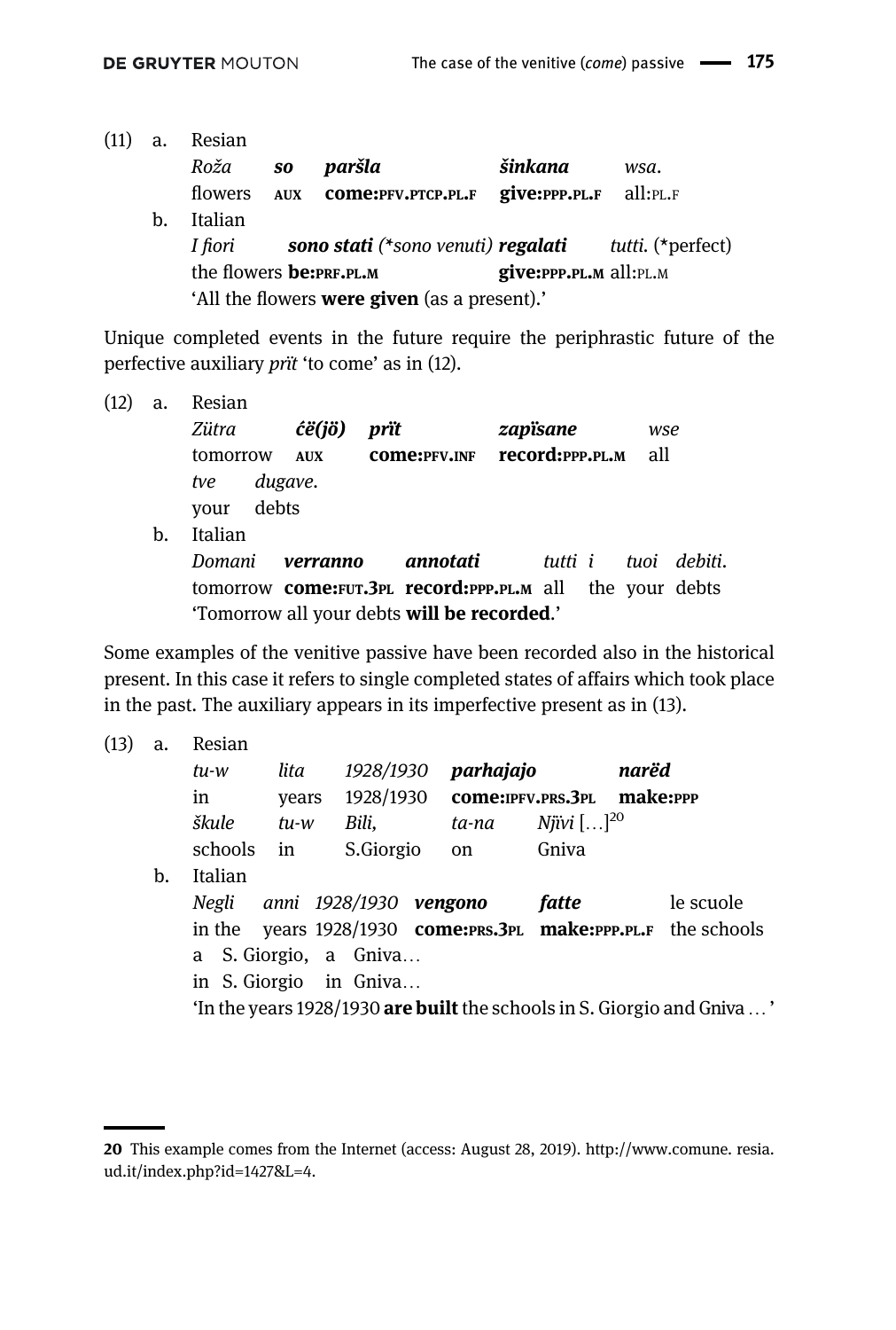(11) a. Resian

*Roža* ***so*** ***paršla*** ***šinkana*** *wsa*.
flowers **AUX** **come:PFV.PTCP.PL.F** **give:PPP.PL.F** all:PL.F

b. Italian

*I fiori* ***sono stati*** *(\*sono venuti)* ***regalati*** *tutti*. (\*perfect)
the flowers **be:PRF.PL.M** **give:PPP.PL.M** all:PL.M
'All the flowers **were given** (as a present).'

Unique completed events in the future require the periphrastic future of the perfective auxiliary *prït* 'to come' as in (12).

(12) a. Resian

*Zütra* ***ćë(jö)*** ***prït*** ***zapïsane*** *wse* *tve* *dugave*.
tomorrow **AUX** **come:PFV.INF** **record:PPP.PL.M** all your debts

b. Italian

*Domani* ***verranno*** ***annotati*** *tutti i tuoi debiti*.
tomorrow **come:FUT.3PL** **record:PPP.PL.M** all the your debts
'Tomorrow all your debts **will be recorded**.'

Some examples of the venitive passive have been recorded also in the historical present. In this case it refers to single completed states of affairs which took place in the past. The auxiliary appears in its imperfective present as in (13).

(13) a. Resian

*tu-w* *lita* *1928/1930* ***parhajajo*** ***narëd*** *škule* *tu-w* *Bili,* *ta-na* *Njïvi* […][20]
in years 1928/1930 **come:IPFV.PRS.3PL** **make:PPP** schools in S.Giorgio on Gniva

b. Italian

*Negli* *anni* *1928/1930* ***vengono*** ***fatte*** le scuole a S. Giorgio, a Gniva…
in the years 1928/1930 **come:PRS.3PL** **make:PPP.PL.F** the schools in S. Giorgio in Gniva…
'In the years 1928/1930 **are built** the schools in S. Giorgio and Gniva … '

---

20 This example comes from the Internet (access: August 28, 2019). http://www.comune. resia. ud.it/index.php?id=1427&L=4.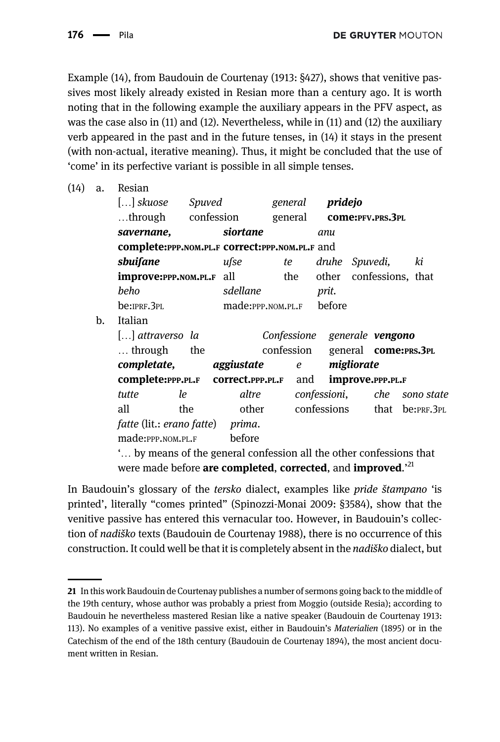Example (14), from Baudouin de Courtenay (1913: §427), shows that venitive passives most likely already existed in Resian more than a century ago. It is worth noting that in the following example the auxiliary appears in the PFV aspect, as was the case also in (11) and (12). Nevertheless, while in (11) and (12) the auxiliary verb appeared in the past and in the future tenses, in (14) it stays in the present (with non-actual, iterative meaning). Thus, it might be concluded that the use of 'come' in its perfective variant is possible in all simple tenses.

(14) a. Resian

[…] *skuose* *Spuved* *general* ***pridejo***
…through confession general **come:PFV.PRS.3PL**
***savernane,*** ***siortane*** *anu*
**complete:PPP.NOM.PL.F** **correct:PPP.NOM.PL.F** and
***sbuifane*** *ufse* *te* *druhe* *Spuvedi,* *ki*
**improve:PPP.NOM.PL.F** all the other confessions, that
*beho* *sdellane* *prit.*
be:IPRF.3PL made:PPP.NOM.PL.F before

b. Italian

[…] *attraverso* *la* *Confessione* *generale* ***vengono***
… through the confession general **come:PRS.3PL**
***completate,*** ***aggiustate*** *e* ***migliorate***
**complete:PPP.PL.F** **correct.PPP.PL.F** and **improve.PPP.PL.F**
*tutte* *le* *altre* *confessioni,* *che* *sono state*
all the other confessions that be:PRF.3PL
*fatte* (lit.: *erano fatte*) *prima.*
made:PPP.NOM.PL.F before

'… by means of the general confession all the other confessions that were made before **are completed**, **corrected**, and **improved**.'[21]

In Baudouin's glossary of the *tersko* dialect, examples like *pride štampano* 'is printed', literally "comes printed" (Spinozzi-Monai 2009: §3584), show that the venitive passive has entered this vernacular too. However, in Baudouin's collection of *nadiško* texts (Baudouin de Courtenay 1988), there is no occurrence of this construction. It could well be that it is completely absent in the *nadiško* dialect, but

---

**21** In this work Baudouin de Courtenay publishes a number of sermons going back to the middle of the 19th century, whose author was probably a priest from Moggio (outside Resia); according to Baudouin he nevertheless mastered Resian like a native speaker (Baudouin de Courtenay 1913: 113). No examples of a venitive passive exist, either in Baudouin's *Materialien* (1895) or in the Catechism of the end of the 18th century (Baudouin de Courtenay 1894), the most ancient document written in Resian.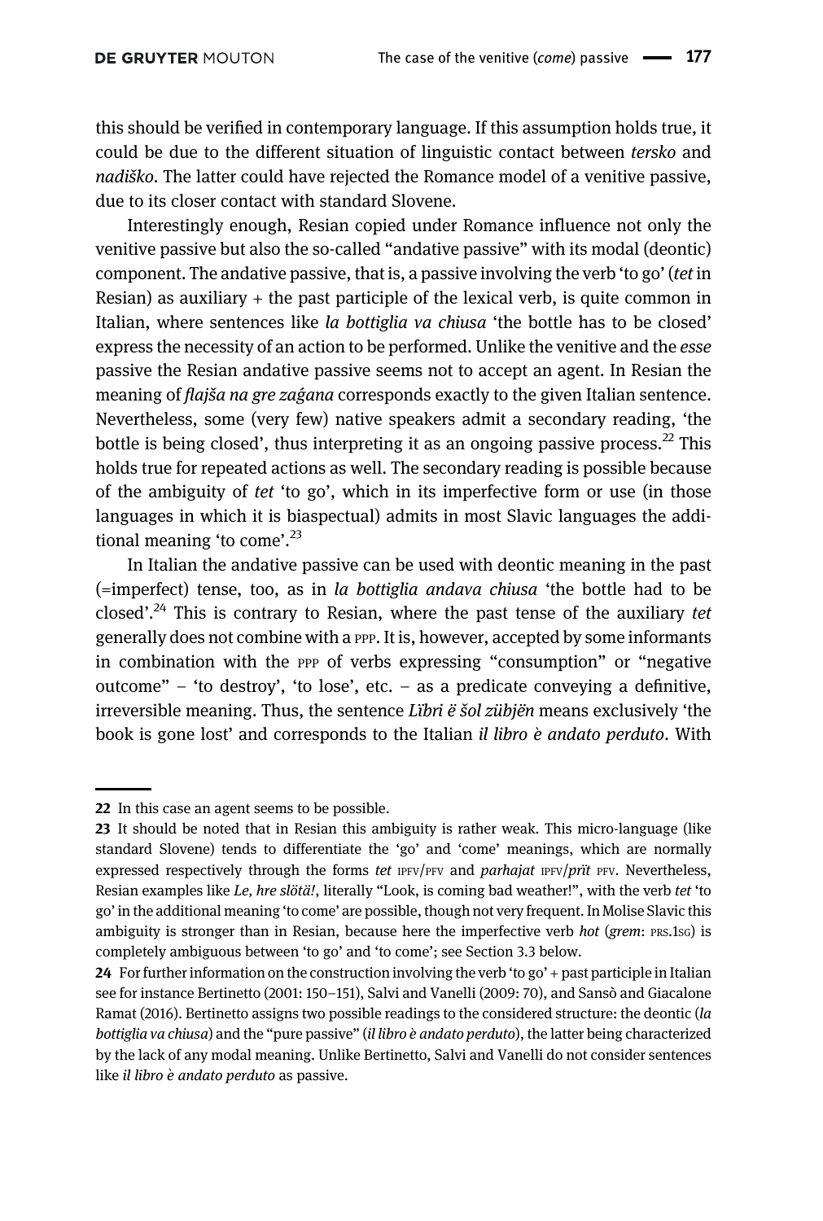this should be verified in contemporary language. If this assumption holds true, it could be due to the different situation of linguistic contact between *tersko* and *nadiško*. The latter could have rejected the Romance model of a venitive passive, due to its closer contact with standard Slovene.

Interestingly enough, Resian copied under Romance influence not only the venitive passive but also the so-called "andative passive" with its modal (deontic) component. The andative passive, that is, a passive involving the verb 'to go' (*tet* in Resian) as auxiliary + the past participle of the lexical verb, is quite common in Italian, where sentences like *la bottiglia va chiusa* 'the bottle has to be closed' express the necessity of an action to be performed. Unlike the venitive and the *esse* passive the Resian andative passive seems not to accept an agent. In Resian the meaning of *flajša na gre zaǵana* corresponds exactly to the given Italian sentence. Nevertheless, some (very few) native speakers admit a secondary reading, 'the bottle is being closed', thus interpreting it as an ongoing passive process.[22] This holds true for repeated actions as well. The secondary reading is possible because of the ambiguity of *tet* 'to go', which in its imperfective form or use (in those languages in which it is biaspectual) admits in most Slavic languages the additional meaning 'to come'.[23]

In Italian the andative passive can be used with deontic meaning in the past (=imperfect) tense, too, as in *la bottiglia andava chiusa* 'the bottle had to be closed'.[24] This is contrary to Resian, where the past tense of the auxiliary *tet* generally does not combine with a PPP. It is, however, accepted by some informants in combination with the PPP of verbs expressing "consumption" or "negative outcome" – 'to destroy', 'to lose', etc. – as a predicate conveying a definitive, irreversible meaning. Thus, the sentence *Lïbri ë šol zübjën* means exclusively 'the book is gone lost' and corresponds to the Italian *il libro è andato perduto*. With

---

22 In this case an agent seems to be possible.

23 It should be noted that in Resian this ambiguity is rather weak. This micro-language (like standard Slovene) tends to differentiate the 'go' and 'come' meanings, which are normally expressed respectively through the forms *tet* IPFV/PFV and *parhajat* IPFV/*prït* PFV. Nevertheless, Resian examples like *Le, hre slötä!*, literally "Look, is coming bad weather!", with the verb *tet* 'to go' in the additional meaning 'to come' are possible, though not very frequent. In Molise Slavic this ambiguity is stronger than in Resian, because here the imperfective verb *hot* (*grem*: PRS.1SG) is completely ambiguous between 'to go' and 'to come'; see Section 3.3 below.

24 For further information on the construction involving the verb 'to go' + past participle in Italian see for instance Bertinetto (2001: 150–151), Salvi and Vanelli (2009: 70), and Sansò and Giacalone Ramat (2016). Bertinetto assigns two possible readings to the considered structure: the deontic (*la bottiglia va chiusa*) and the "pure passive" (*il libro è andato perduto*), the latter being characterized by the lack of any modal meaning. Unlike Bertinetto, Salvi and Vanelli do not consider sentences like *il libro è andato perduto* as passive.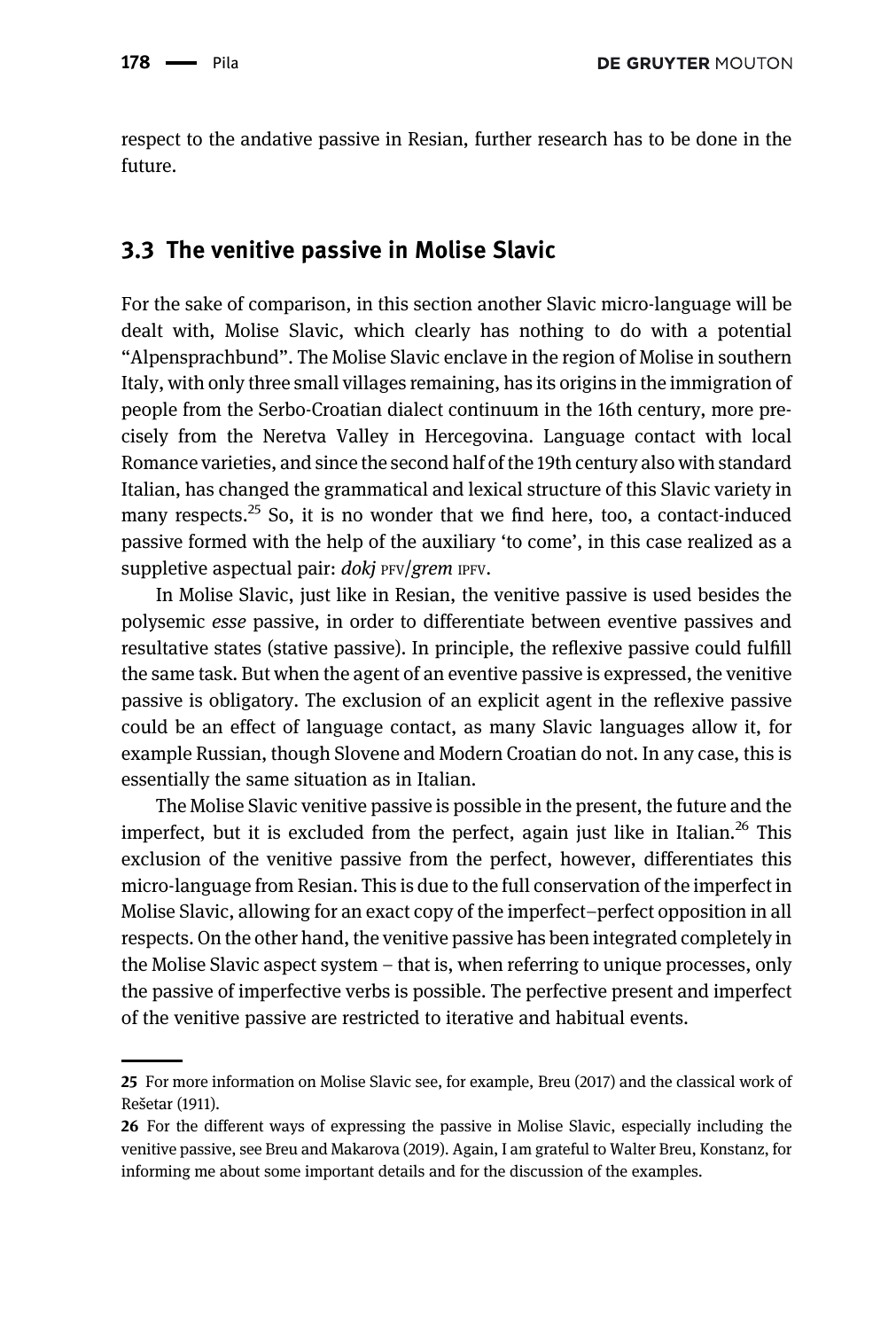respect to the andative passive in Resian, further research has to be done in the future.

## 3.3 The venitive passive in Molise Slavic

For the sake of comparison, in this section another Slavic micro-language will be dealt with, Molise Slavic, which clearly has nothing to do with a potential "Alpensprachbund". The Molise Slavic enclave in the region of Molise in southern Italy, with only three small villages remaining, has its origins in the immigration of people from the Serbo-Croatian dialect continuum in the 16th century, more precisely from the Neretva Valley in Hercegovina. Language contact with local Romance varieties, and since the second half of the 19th century also with standard Italian, has changed the grammatical and lexical structure of this Slavic variety in many respects.[25] So, it is no wonder that we find here, too, a contact-induced passive formed with the help of the auxiliary 'to come', in this case realized as a suppletive aspectual pair: *dokj* PFV/*grem* IPFV.

In Molise Slavic, just like in Resian, the venitive passive is used besides the polysemic *esse* passive, in order to differentiate between eventive passives and resultative states (stative passive). In principle, the reflexive passive could fulfill the same task. But when the agent of an eventive passive is expressed, the venitive passive is obligatory. The exclusion of an explicit agent in the reflexive passive could be an effect of language contact, as many Slavic languages allow it, for example Russian, though Slovene and Modern Croatian do not. In any case, this is essentially the same situation as in Italian.

The Molise Slavic venitive passive is possible in the present, the future and the imperfect, but it is excluded from the perfect, again just like in Italian.[26] This exclusion of the venitive passive from the perfect, however, differentiates this micro-language from Resian. This is due to the full conservation of the imperfect in Molise Slavic, allowing for an exact copy of the imperfect–perfect opposition in all respects. On the other hand, the venitive passive has been integrated completely in the Molise Slavic aspect system – that is, when referring to unique processes, only the passive of imperfective verbs is possible. The perfective present and imperfect of the venitive passive are restricted to iterative and habitual events.

---

**25** For more information on Molise Slavic see, for example, Breu (2017) and the classical work of Rešetar (1911).

**26** For the different ways of expressing the passive in Molise Slavic, especially including the venitive passive, see Breu and Makarova (2019). Again, I am grateful to Walter Breu, Konstanz, for informing me about some important details and for the discussion of the examples.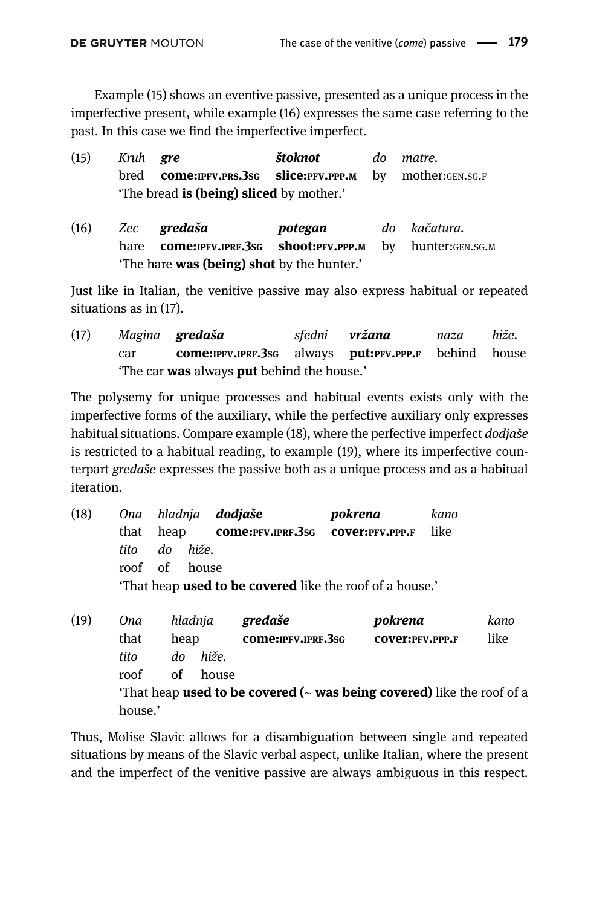Example (15) shows an eventive passive, presented as a unique process in the imperfective present, while example (16) expresses the same case referring to the past. In this case we find the imperfective imperfect.

(15) *Kruh* ***gre*** ***štoknot*** *do* *matre.*
bred **come:IPFV.PRS.3SG** **slice:PFV.PPP.M** by mother:GEN.SG.F
'The bread **is (being) sliced** by mother.'

(16) *Zec* ***gredaša*** ***potegan*** *do* *kačatura.*
hare **come:IPFV.IPRF.3SG** **shoot:PFV.PPP.M** by hunter:GEN.SG.M
'The hare **was (being) shot** by the hunter.'

Just like in Italian, the venitive passive may also express habitual or repeated situations as in (17).

(17) *Magina* ***gredaša*** *sfedni* ***vržana*** *naza* *hiže.*
car **come:IPFV.IPRF.3SG** always **put:PFV.PPP.F** behind house
'The car **was** always **put** behind the house.'

The polysemy for unique processes and habitual events exists only with the imperfective forms of the auxiliary, while the perfective auxiliary only expresses habitual situations. Compare example (18), where the perfective imperfect *dodjaše* is restricted to a habitual reading, to example (19), where its imperfective counterpart *gredaše* expresses the passive both as a unique process and as a habitual iteration.

(18) *Ona* *hladnja* ***dodjaše*** ***pokrena*** *kano* *tito* *do* *hiže.*
that heap **come:PFV.IPRF.3SG** **cover:PFV.PPP.F** like roof of house
'That heap **used to be covered** like the roof of a house.'

(19) *Ona* *hladnja* ***gredaše*** ***pokrena*** *kano* *tito* *do* *hiže.*
that heap **come:IPFV.IPRF.3SG** **cover:PFV.PPP.F** like roof of house
'That heap **used to be covered (~ was being covered)** like the roof of a house.'

Thus, Molise Slavic allows for a disambiguation between single and repeated situations by means of the Slavic verbal aspect, unlike Italian, where the present and the imperfect of the venitive passive are always ambiguous in this respect.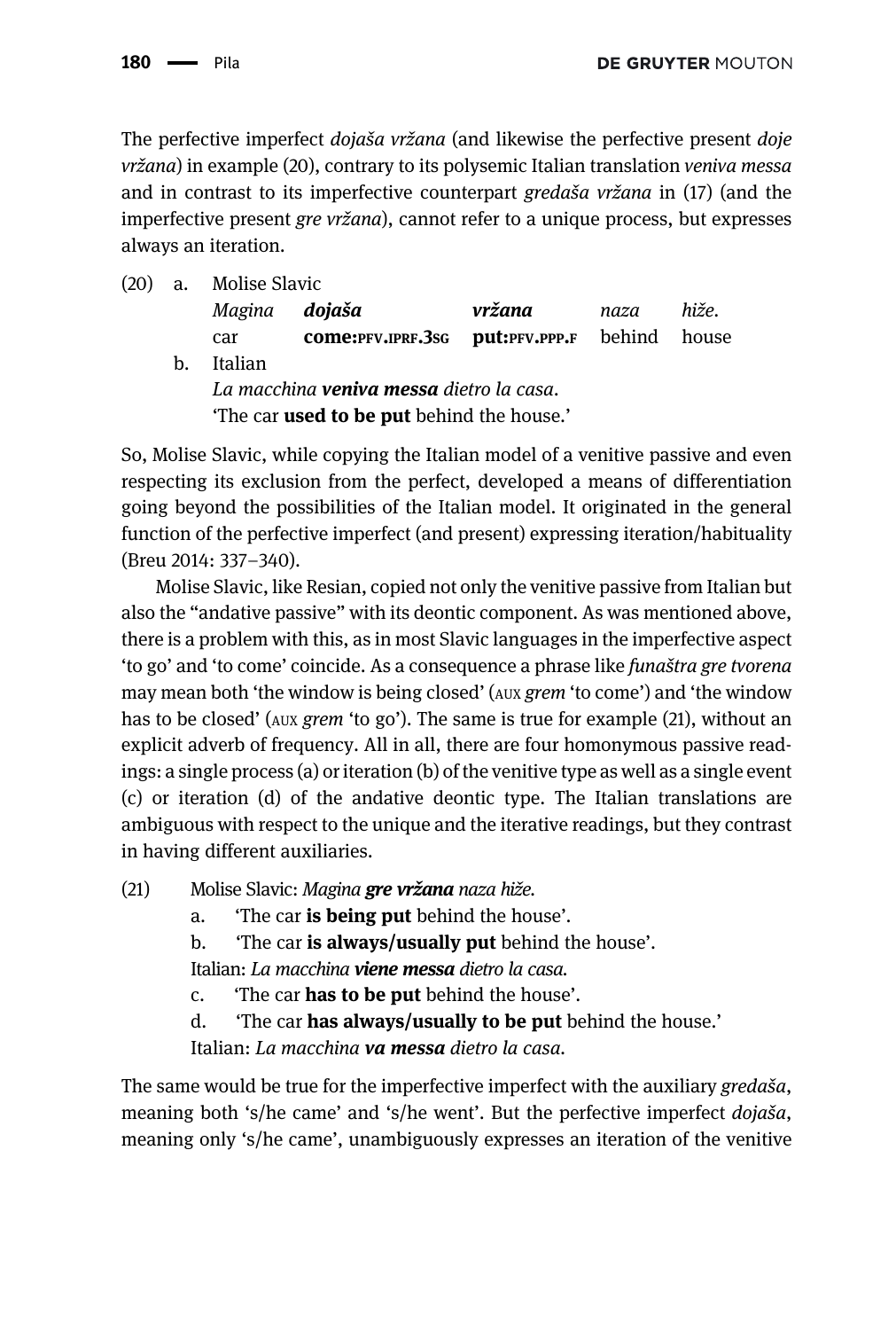The perfective imperfect *dojaša vržana* (and likewise the perfective present *doje vržana*) in example (20), contrary to its polysemic Italian translation *veniva messa* and in contrast to its imperfective counterpart *gredaša vržana* in (17) (and the imperfective present *gre vržana*), cannot refer to a unique process, but expresses always an iteration.

(20) a. Molise Slavic

| *Magina* | ***dojaša*** | ***vržana*** | *naza* | *hiže.* |
|---|---|---|---|---|
| car | **come:PFV.IPRF.3SG** | **put:PFV.PPP.F** | behind | house |

b. Italian

*La macchina **veniva messa** dietro la casa.*

'The car **used to be put** behind the house.'

So, Molise Slavic, while copying the Italian model of a venitive passive and even respecting its exclusion from the perfect, developed a means of differentiation going beyond the possibilities of the Italian model. It originated in the general function of the perfective imperfect (and present) expressing iteration/habituality (Breu 2014: 337–340).

Molise Slavic, like Resian, copied not only the venitive passive from Italian but also the "andative passive" with its deontic component. As was mentioned above, there is a problem with this, as in most Slavic languages in the imperfective aspect 'to go' and 'to come' coincide. As a consequence a phrase like *funaštra gre tvorena* may mean both 'the window is being closed' (AUX *grem* 'to come') and 'the window has to be closed' (AUX *grem* 'to go'). The same is true for example (21), without an explicit adverb of frequency. All in all, there are four homonymous passive readings: a single process (a) or iteration (b) of the venitive type as well as a single event (c) or iteration (d) of the andative deontic type. The Italian translations are ambiguous with respect to the unique and the iterative readings, but they contrast in having different auxiliaries.

(21) Molise Slavic: *Magina **gre vržana** naza hiže.*

a. 'The car **is being put** behind the house'.

b. 'The car **is always/usually put** behind the house'.

Italian: *La macchina **viene messa** dietro la casa.*

c. 'The car **has to be put** behind the house'.

d. 'The car **has always/usually to be put** behind the house.'

Italian: *La macchina **va messa** dietro la casa.*

The same would be true for the imperfective imperfect with the auxiliary *gredaša*, meaning both 's/he came' and 's/he went'. But the perfective imperfect *dojaša*, meaning only 's/he came', unambiguously expresses an iteration of the venitive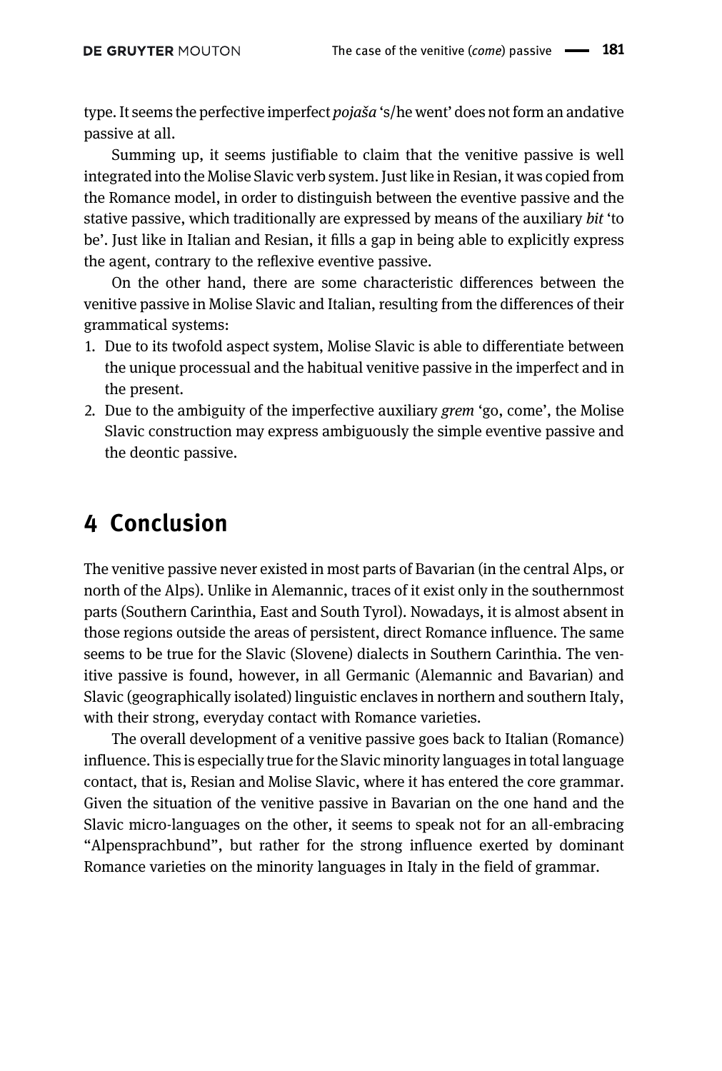type. It seems the perfective imperfect *pojaša* 's/he went' does not form an andative passive at all.

Summing up, it seems justifiable to claim that the venitive passive is well integrated into the Molise Slavic verb system. Just like in Resian, it was copied from the Romance model, in order to distinguish between the eventive passive and the stative passive, which traditionally are expressed by means of the auxiliary *bit* 'to be'. Just like in Italian and Resian, it fills a gap in being able to explicitly express the agent, contrary to the reflexive eventive passive.

On the other hand, there are some characteristic differences between the venitive passive in Molise Slavic and Italian, resulting from the differences of their grammatical systems:

1. Due to its twofold aspect system, Molise Slavic is able to differentiate between the unique processual and the habitual venitive passive in the imperfect and in the present.
2. Due to the ambiguity of the imperfective auxiliary *grem* 'go, come', the Molise Slavic construction may express ambiguously the simple eventive passive and the deontic passive.

# 4 Conclusion

The venitive passive never existed in most parts of Bavarian (in the central Alps, or north of the Alps). Unlike in Alemannic, traces of it exist only in the southernmost parts (Southern Carinthia, East and South Tyrol). Nowadays, it is almost absent in those regions outside the areas of persistent, direct Romance influence. The same seems to be true for the Slavic (Slovene) dialects in Southern Carinthia. The venitive passive is found, however, in all Germanic (Alemannic and Bavarian) and Slavic (geographically isolated) linguistic enclaves in northern and southern Italy, with their strong, everyday contact with Romance varieties.

The overall development of a venitive passive goes back to Italian (Romance) influence. This is especially true for the Slavic minority languages in total language contact, that is, Resian and Molise Slavic, where it has entered the core grammar. Given the situation of the venitive passive in Bavarian on the one hand and the Slavic micro-languages on the other, it seems to speak not for an all-embracing "Alpensprachbund", but rather for the strong influence exerted by dominant Romance varieties on the minority languages in Italy in the field of grammar.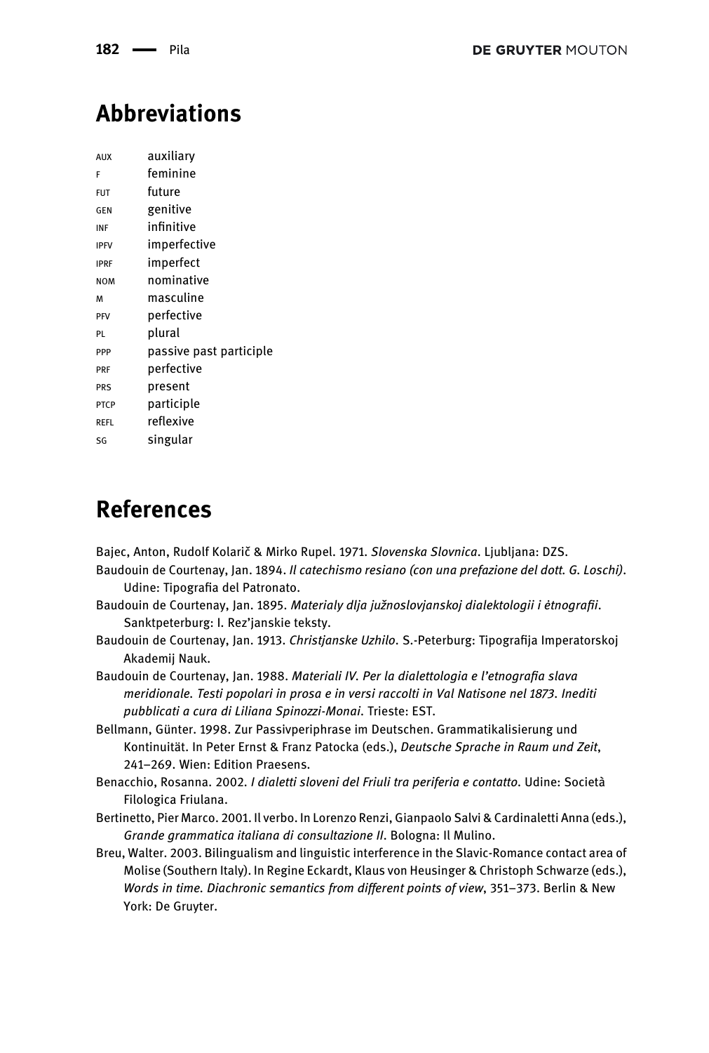## Abbreviations

| | |
|---|---|
| AUX | auxiliary |
| F | feminine |
| FUT | future |
| GEN | genitive |
| INF | infinitive |
| IPFV | imperfective |
| IPRF | imperfect |
| NOM | nominative |
| M | masculine |
| PFV | perfective |
| PL | plural |
| PPP | passive past participle |
| PRF | perfective |
| PRS | present |
| PTCP | participle |
| REFL | reflexive |
| SG | singular |

## References

Bajec, Anton, Rudolf Kolarič & Mirko Rupel. 1971. *Slovenska Slovnica*. Ljubljana: DZS.

Baudouin de Courtenay, Jan. 1894. *Il catechismo resiano (con una prefazione del dott. G. Loschi)*. Udine: Tipografia del Patronato.

Baudouin de Courtenay, Jan. 1895. *Materialy dlja južnoslovjanskoj dialektologii i ėtnografii*. Sanktpeterburg: I. Rez'janskie teksty.

Baudouin de Courtenay, Jan. 1913. *Christjanske Uzhilo*. S.-Peterburg: Tipografija Imperatorskoj Akademij Nauk.

Baudouin de Courtenay, Jan. 1988. *Materiali IV. Per la dialettologia e l'etnografia slava meridionale. Testi popolari in prosa e in versi raccolti in Val Natisone nel 1873. Inediti pubblicati a cura di Liliana Spinozzi-Monai*. Trieste: EST.

Bellmann, Günter. 1998. Zur Passivperiphrase im Deutschen. Grammatikalisierung und Kontinuität. In Peter Ernst & Franz Patocka (eds.), *Deutsche Sprache in Raum und Zeit*, 241–269. Wien: Edition Praesens.

Benacchio, Rosanna. 2002. *I dialetti sloveni del Friuli tra periferia e contatto*. Udine: Società Filologica Friulana.

Bertinetto, Pier Marco. 2001. Il verbo. In Lorenzo Renzi, Gianpaolo Salvi & Cardinaletti Anna (eds.), *Grande grammatica italiana di consultazione II*. Bologna: Il Mulino.

Breu, Walter. 2003. Bilingualism and linguistic interference in the Slavic-Romance contact area of Molise (Southern Italy). In Regine Eckardt, Klaus von Heusinger & Christoph Schwarze (eds.), *Words in time. Diachronic semantics from different points of view*, 351–373. Berlin & New York: De Gruyter.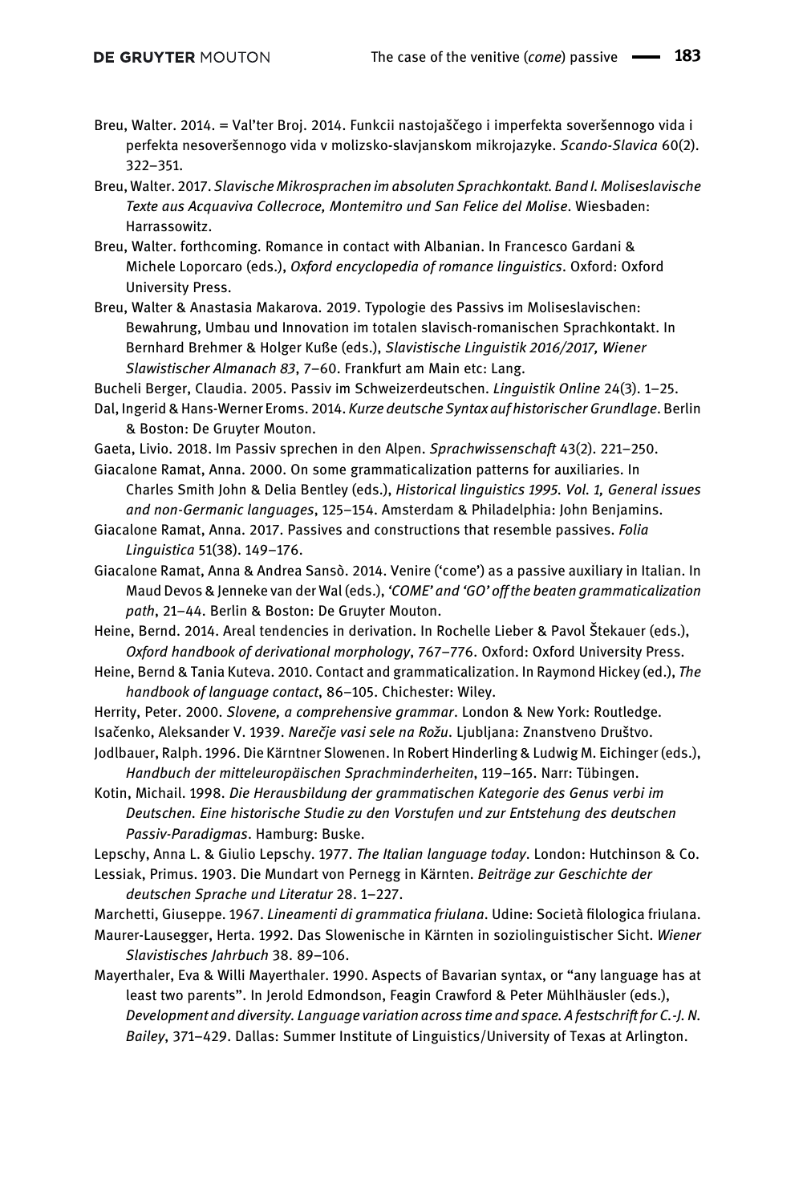Breu, Walter. 2014. = Val'ter Broj. 2014. Funkcii nastojaščego i imperfekta soveršennogo vida i perfekta nesoveršennogo vida v molizsko-slavjanskom mikrojazyke. *Scando-Slavica* 60(2). 322–351.

Breu, Walter. 2017. *Slavische Mikrosprachen im absoluten Sprachkontakt. Band I. Moliseslavische Texte aus Acquaviva Collecroce, Montemitro und San Felice del Molise*. Wiesbaden: Harrassowitz.

Breu, Walter. forthcoming. Romance in contact with Albanian. In Francesco Gardani & Michele Loporcaro (eds.), *Oxford encyclopedia of romance linguistics*. Oxford: Oxford University Press.

Breu, Walter & Anastasia Makarova. 2019. Typologie des Passivs im Moliseslavischen: Bewahrung, Umbau und Innovation im totalen slavisch-romanischen Sprachkontakt. In Bernhard Brehmer & Holger Kuße (eds.), *Slavistische Linguistik 2016/2017, Wiener Slawistischer Almanach 83*, 7–60. Frankfurt am Main etc: Lang.

Bucheli Berger, Claudia. 2005. Passiv im Schweizerdeutschen. *Linguistik Online* 24(3). 1–25.

Dal, Ingerid & Hans-Werner Eroms. 2014. *Kurze deutsche Syntax auf historischer Grundlage*. Berlin & Boston: De Gruyter Mouton.

Gaeta, Livio. 2018. Im Passiv sprechen in den Alpen. *Sprachwissenschaft* 43(2). 221–250.

Giacalone Ramat, Anna. 2000. On some grammaticalization patterns for auxiliaries. In Charles Smith John & Delia Bentley (eds.), *Historical linguistics 1995. Vol. 1, General issues and non-Germanic languages*, 125–154. Amsterdam & Philadelphia: John Benjamins.

Giacalone Ramat, Anna. 2017. Passives and constructions that resemble passives. *Folia Linguistica* 51(38). 149–176.

Giacalone Ramat, Anna & Andrea Sansò. 2014. Venire ('come') as a passive auxiliary in Italian. In Maud Devos & Jenneke van der Wal (eds.), *'COME' and 'GO' off the beaten grammaticalization path*, 21–44. Berlin & Boston: De Gruyter Mouton.

Heine, Bernd. 2014. Areal tendencies in derivation. In Rochelle Lieber & Pavol Štekauer (eds.), *Oxford handbook of derivational morphology*, 767–776. Oxford: Oxford University Press.

Heine, Bernd & Tania Kuteva. 2010. Contact and grammaticalization. In Raymond Hickey (ed.), *The handbook of language contact*, 86–105. Chichester: Wiley.

Herrity, Peter. 2000. *Slovene, a comprehensive grammar*. London & New York: Routledge.

Isačenko, Aleksander V. 1939. *Narečje vasi sele na Rožu*. Ljubljana: Znanstveno Društvo.

Jodlbauer, Ralph. 1996. Die Kärntner Slowenen. In Robert Hinderling & Ludwig M. Eichinger (eds.), *Handbuch der mitteleuropäischen Sprachminderheiten*, 119–165. Narr: Tübingen.

Kotin, Michail. 1998. *Die Herausbildung der grammatischen Kategorie des Genus verbi im Deutschen. Eine historische Studie zu den Vorstufen und zur Entstehung des deutschen Passiv-Paradigmas*. Hamburg: Buske.

Lepschy, Anna L. & Giulio Lepschy. 1977. *The Italian language today*. London: Hutchinson & Co.

Lessiak, Primus. 1903. Die Mundart von Pernegg in Kärnten. *Beiträge zur Geschichte der deutschen Sprache und Literatur* 28. 1–227.

Marchetti, Giuseppe. 1967. *Lineamenti di grammatica friulana*. Udine: Società filologica friulana.

Maurer-Lausegger, Herta. 1992. Das Slowenische in Kärnten in soziolinguistischer Sicht. *Wiener Slavistisches Jahrbuch* 38. 89–106.

Mayerthaler, Eva & Willi Mayerthaler. 1990. Aspects of Bavarian syntax, or "any language has at least two parents". In Jerold Edmondson, Feagin Crawford & Peter Mühlhäusler (eds.), *Development and diversity. Language variation across time and space. A festschrift for C.-J. N. Bailey*, 371–429. Dallas: Summer Institute of Linguistics/University of Texas at Arlington.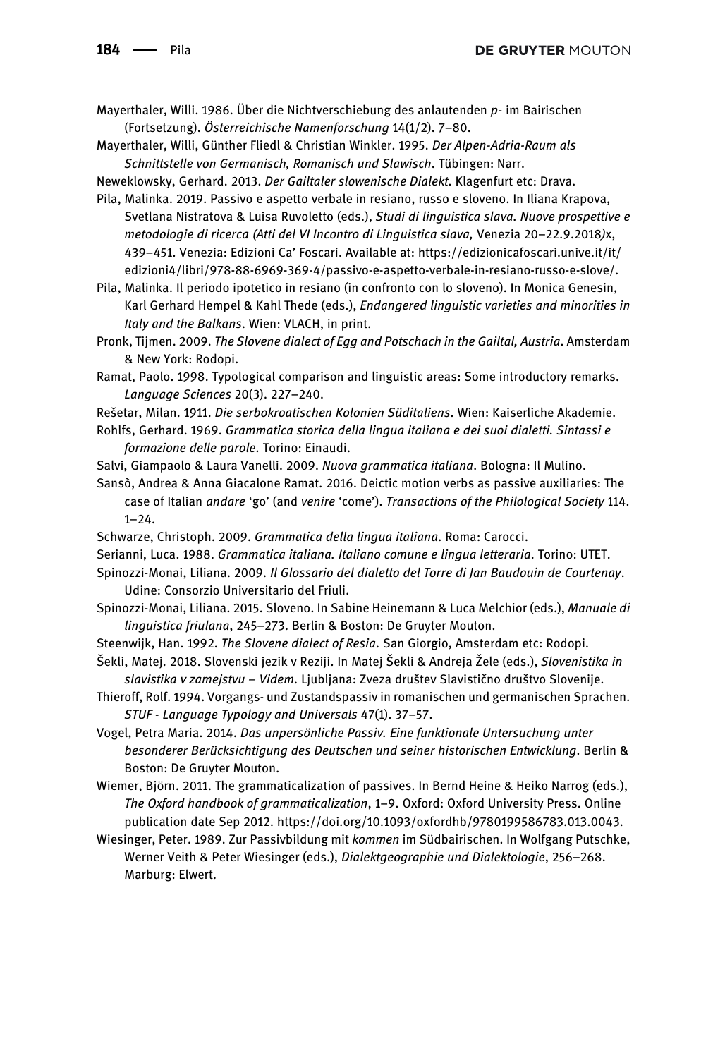Mayerthaler, Willi. 1986. Über die Nichtverschiebung des anlautenden *p-* im Bairischen (Fortsetzung). *Österreichische Namenforschung* 14(1/2). 7–80.

Mayerthaler, Willi, Günther Fliedl & Christian Winkler. 1995. *Der Alpen-Adria-Raum als Schnittstelle von Germanisch, Romanisch und Slawisch*. Tübingen: Narr.

Neweklowsky, Gerhard. 2013. *Der Gailtaler slowenische Dialekt*. Klagenfurt etc: Drava.

Pila, Malinka. 2019. Passivo e aspetto verbale in resiano, russo e sloveno. In Iliana Krapova, Svetlana Nistratova & Luisa Ruvoletto (eds.), *Studi di linguistica slava. Nuove prospettive e metodologie di ricerca (Atti del VI Incontro di Linguistica slava,* Venezia 20–22.9.2018*)*x, 439–451. Venezia: Edizioni Ca' Foscari. Available at: https://edizionicafoscari.unive.it/it/edizioni4/libri/978-88-6969-369-4/passivo-e-aspetto-verbale-in-resiano-russo-e-slove/.

Pila, Malinka. Il periodo ipotetico in resiano (in confronto con lo sloveno). In Monica Genesin, Karl Gerhard Hempel & Kahl Thede (eds.), *Endangered linguistic varieties and minorities in Italy and the Balkans*. Wien: VLACH, in print.

Pronk, Tijmen. 2009. *The Slovene dialect of Egg and Potschach in the Gailtal, Austria*. Amsterdam & New York: Rodopi.

Ramat, Paolo. 1998. Typological comparison and linguistic areas: Some introductory remarks. *Language Sciences* 20(3). 227–240.

Rešetar, Milan. 1911. *Die serbokroatischen Kolonien Süditaliens*. Wien: Kaiserliche Akademie.

Rohlfs, Gerhard. 1969. *Grammatica storica della lingua italiana e dei suoi dialetti. Sintassi e formazione delle parole*. Torino: Einaudi.

Salvi, Giampaolo & Laura Vanelli. 2009. *Nuova grammatica italiana*. Bologna: Il Mulino.

Sansò, Andrea & Anna Giacalone Ramat. 2016. Deictic motion verbs as passive auxiliaries: The case of Italian *andare* 'go' (and *venire* 'come'). *Transactions of the Philological Society* 114. 1–24.

Schwarze, Christoph. 2009. *Grammatica della lingua italiana*. Roma: Carocci.

Serianni, Luca. 1988. *Grammatica italiana. Italiano comune e lingua letteraria*. Torino: UTET.

Spinozzi-Monai, Liliana. 2009. *Il Glossario del dialetto del Torre di Jan Baudouin de Courtenay*. Udine: Consorzio Universitario del Friuli.

Spinozzi-Monai, Liliana. 2015. Sloveno. In Sabine Heinemann & Luca Melchior (eds.), *Manuale di linguistica friulana*, 245–273. Berlin & Boston: De Gruyter Mouton.

Steenwijk, Han. 1992. *The Slovene dialect of Resia*. San Giorgio, Amsterdam etc: Rodopi.

Šekli, Matej. 2018. Slovenski jezik v Reziji. In Matej Šekli & Andreja Žele (eds.), *Slovenistika in slavistika v zamejstvu – Videm*. Ljubljana: Zveza društev Slavistično društvo Slovenije.

Thieroff, Rolf. 1994. Vorgangs- und Zustandspassiv in romanischen und germanischen Sprachen. *STUF - Language Typology and Universals* 47(1). 37–57.

Vogel, Petra Maria. 2014. *Das unpersönliche Passiv. Eine funktionale Untersuchung unter besonderer Berücksichtigung des Deutschen und seiner historischen Entwicklung*. Berlin & Boston: De Gruyter Mouton.

Wiemer, Björn. 2011. The grammaticalization of passives. In Bernd Heine & Heiko Narrog (eds.), *The Oxford handbook of grammaticalization*, 1–9. Oxford: Oxford University Press. Online publication date Sep 2012. https://doi.org/10.1093/oxfordhb/9780199586783.013.0043.

Wiesinger, Peter. 1989. Zur Passivbildung mit *kommen* im Südbairischen. In Wolfgang Putschke, Werner Veith & Peter Wiesinger (eds.), *Dialektgeographie und Dialektologie*, 256–268. Marburg: Elwert.